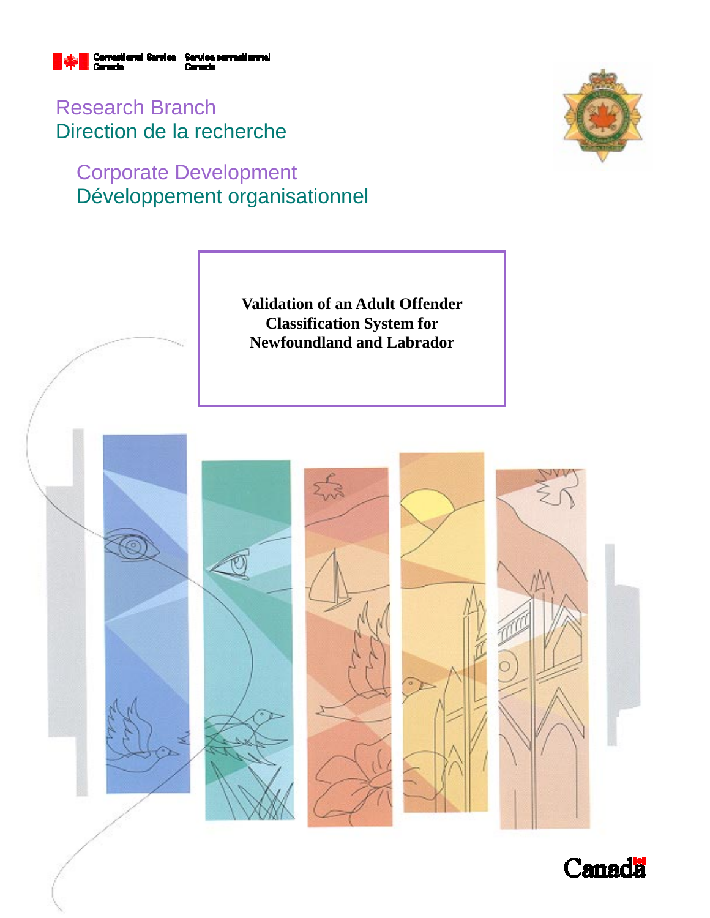Correctional Service Canada | Service correctionnel Canada

Research Branch
Direction de la recherche

Corporate Development
Développement organisationnel

# Validation of an Adult Offender Classification System for Newfoundland and Labrador

Canada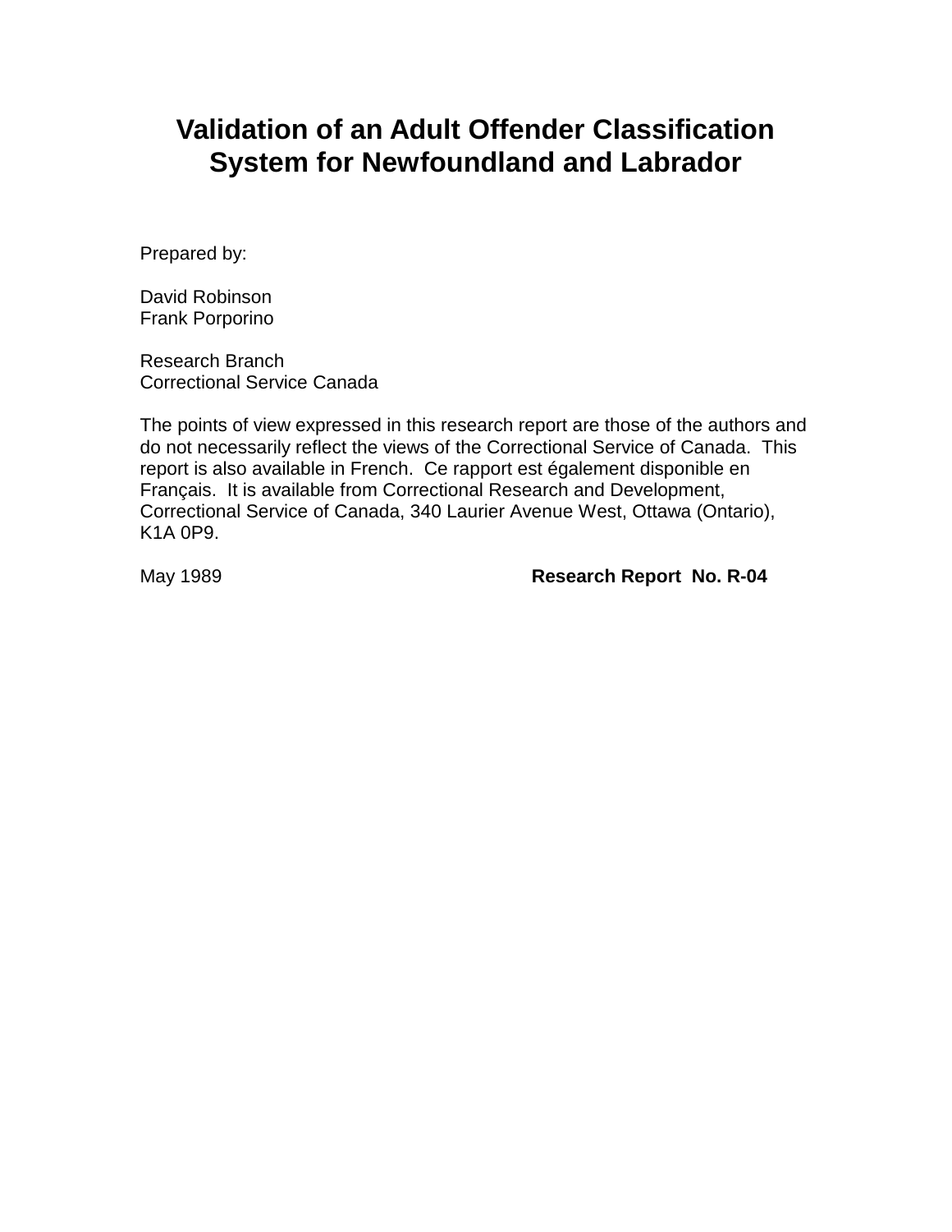# Validation of an Adult Offender Classification System for Newfoundland and Labrador

Prepared by:

David Robinson
Frank Porporino

Research Branch
Correctional Service Canada

The points of view expressed in this research report are those of the authors and do not necessarily reflect the views of the Correctional Service of Canada. This report is also available in French. Ce rapport est également disponible en Français. It is available from Correctional Research and Development, Correctional Service of Canada, 340 Laurier Avenue West, Ottawa (Ontario), K1A 0P9.

May 1989 **Research Report No. R-04**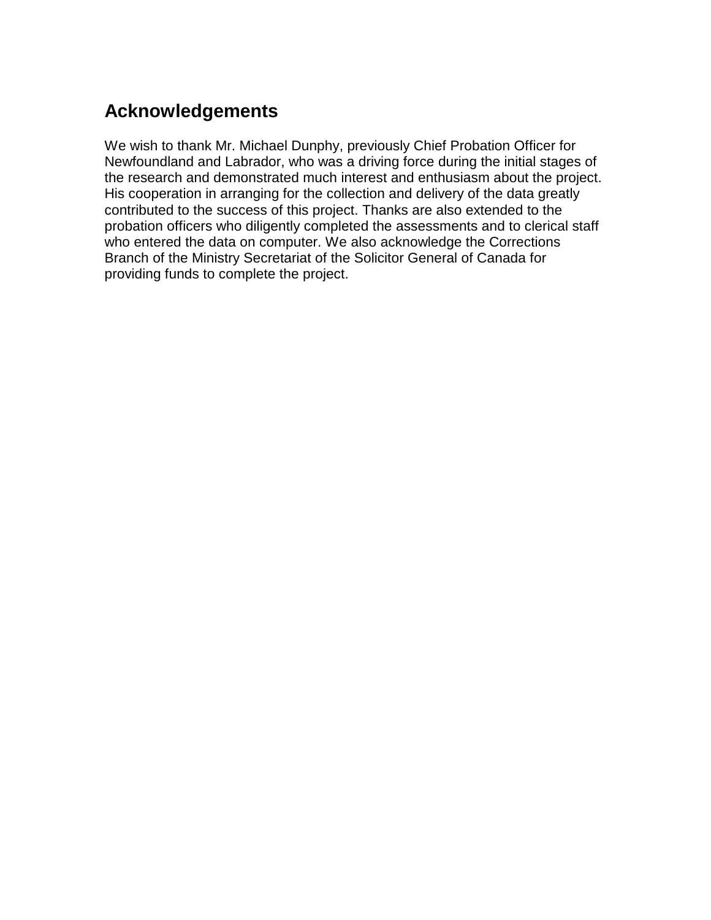## Acknowledgements

We wish to thank Mr. Michael Dunphy, previously Chief Probation Officer for Newfoundland and Labrador, who was a driving force during the initial stages of the research and demonstrated much interest and enthusiasm about the project. His cooperation in arranging for the collection and delivery of the data greatly contributed to the success of this project. Thanks are also extended to the probation officers who diligently completed the assessments and to clerical staff who entered the data on computer. We also acknowledge the Corrections Branch of the Ministry Secretariat of the Solicitor General of Canada for providing funds to complete the project.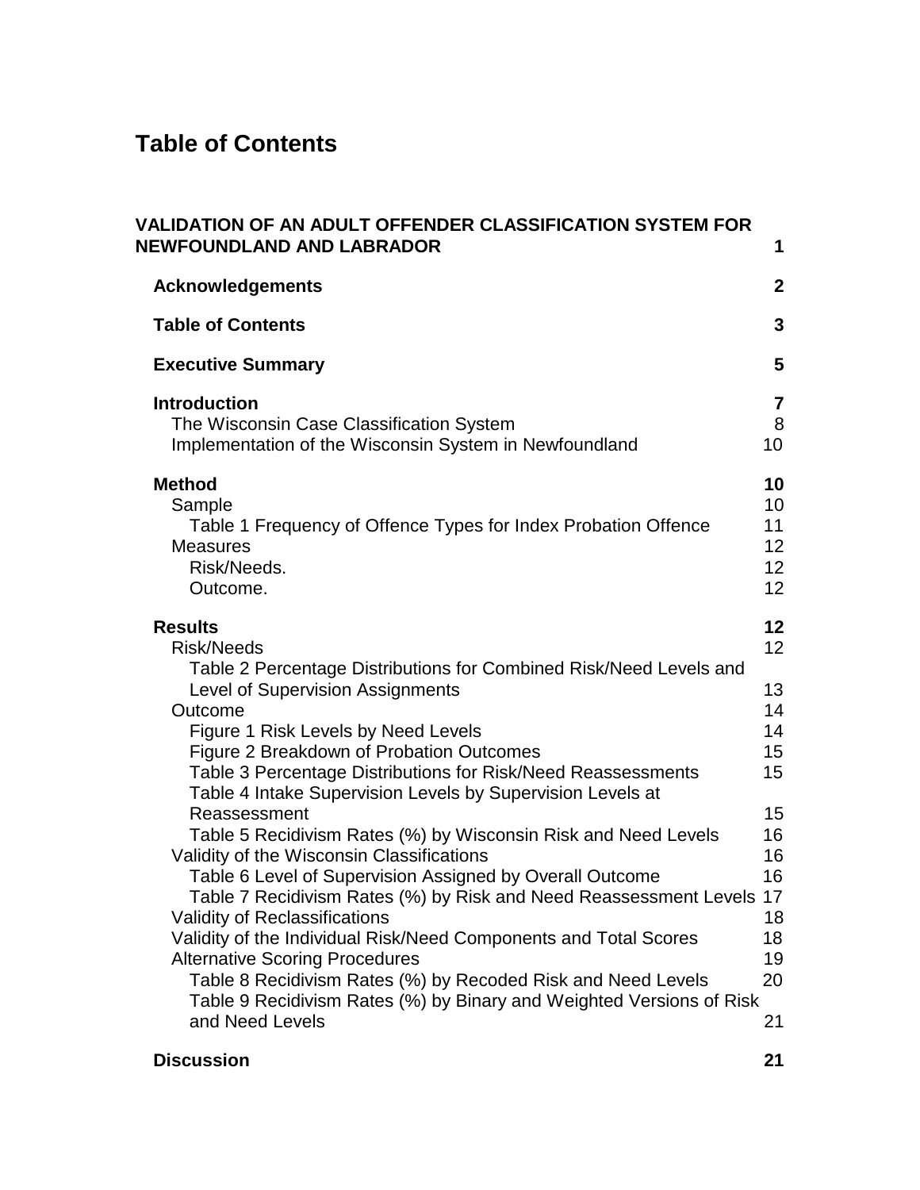# Table of Contents

**VALIDATION OF AN ADULT OFFENDER CLASSIFICATION SYSTEM FOR NEWFOUNDLAND AND LABRADOR** **1**

- **Acknowledgements** **2**
- **Table of Contents** **3**
- **Executive Summary** **5**
- **Introduction** **7**
  - The Wisconsin Case Classification System 8
  - Implementation of the Wisconsin System in Newfoundland 10
- **Method** **10**
  - Sample 10
    - Table 1 Frequency of Offence Types for Index Probation Offence 11
  - Measures 12
    - Risk/Needs. 12
    - Outcome. 12
- **Results** **12**
  - Risk/Needs 12
    - Table 2 Percentage Distributions for Combined Risk/Need Levels and Level of Supervision Assignments 13
  - Outcome 14
    - Figure 1 Risk Levels by Need Levels 14
    - Figure 2 Breakdown of Probation Outcomes 15
    - Table 3 Percentage Distributions for Risk/Need Reassessments 15
    - Table 4 Intake Supervision Levels by Supervision Levels at Reassessment 15
    - Table 5 Recidivism Rates (%) by Wisconsin Risk and Need Levels 16
  - Validity of the Wisconsin Classifications 16
    - Table 6 Level of Supervision Assigned by Overall Outcome 16
    - Table 7 Recidivism Rates (%) by Risk and Need Reassessment Levels 17
  - Validity of Reclassifications 18
  - Validity of the Individual Risk/Need Components and Total Scores 18
  - Alternative Scoring Procedures 19
    - Table 8 Recidivism Rates (%) by Recoded Risk and Need Levels 20
    - Table 9 Recidivism Rates (%) by Binary and Weighted Versions of Risk and Need Levels 21
- **Discussion** **21**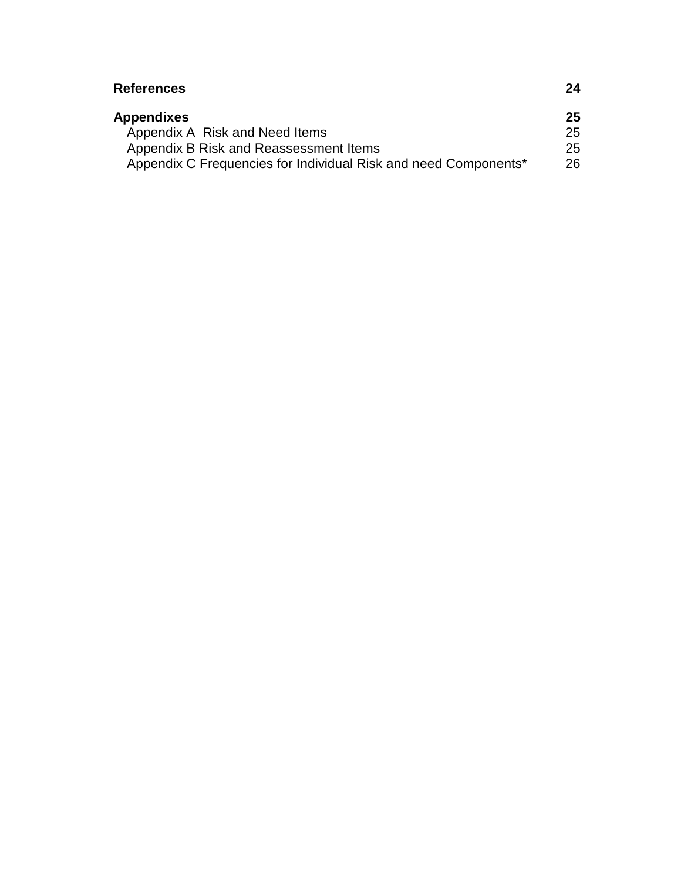**References** **24**

**Appendixes** **25**

- Appendix A  Risk and Need Items 25
- Appendix B Risk and Reassessment Items 25
- Appendix C Frequencies for Individual Risk and need Components* 26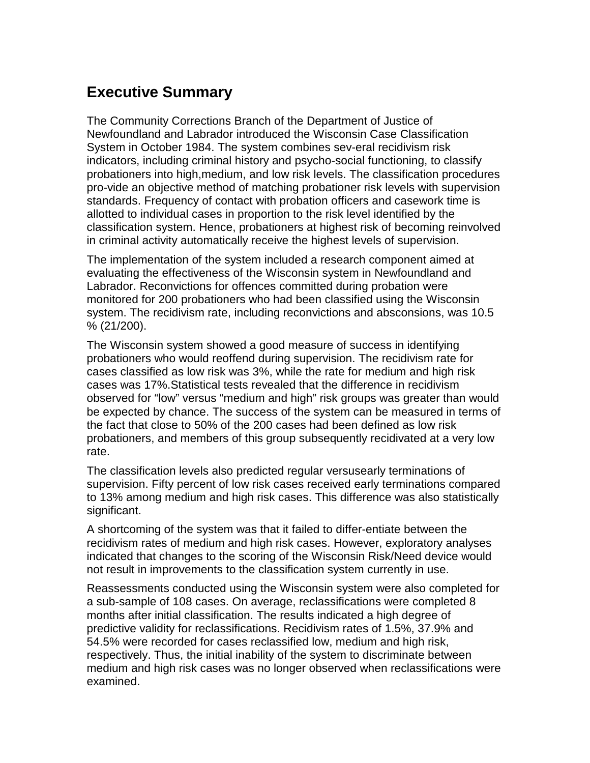## Executive Summary

The Community Corrections Branch of the Department of Justice of Newfoundland and Labrador introduced the Wisconsin Case Classification System in October 1984. The system combines sev-eral recidivism risk indicators, including criminal history and psycho-social functioning, to classify probationers into high,medium, and low risk levels. The classification procedures pro-vide an objective method of matching probationer risk levels with supervision standards. Frequency of contact with probation officers and casework time is allotted to individual cases in proportion to the risk level identified by the classification system. Hence, probationers at highest risk of becoming reinvolved in criminal activity automatically receive the highest levels of supervision.

The implementation of the system included a research component aimed at evaluating the effectiveness of the Wisconsin system in Newfoundland and Labrador. Reconvictions for offences committed during probation were monitored for 200 probationers who had been classified using the Wisconsin system. The recidivism rate, including reconvictions and absconsions, was 10.5 % (21/200).

The Wisconsin system showed a good measure of success in identifying probationers who would reoffend during supervision. The recidivism rate for cases classified as low risk was 3%, while the rate for medium and high risk cases was 17%.Statistical tests revealed that the difference in recidivism observed for “low” versus “medium and high” risk groups was greater than would be expected by chance. The success of the system can be measured in terms of the fact that close to 50% of the 200 cases had been defined as low risk probationers, and members of this group subsequently recidivated at a very low rate.

The classification levels also predicted regular versusearly terminations of supervision. Fifty percent of low risk cases received early terminations compared to 13% among medium and high risk cases. This difference was also statistically significant.

A shortcoming of the system was that it failed to differ-entiate between the recidivism rates of medium and high risk cases. However, exploratory analyses indicated that changes to the scoring of the Wisconsin Risk/Need device would not result in improvements to the classification system currently in use.

Reassessments conducted using the Wisconsin system were also completed for a sub-sample of 108 cases. On average, reclassifications were completed 8 months after initial classification. The results indicated a high degree of predictive validity for reclassifications. Recidivism rates of 1.5%, 37.9% and 54.5% were recorded for cases reclassified low, medium and high risk, respectively. Thus, the initial inability of the system to discriminate between medium and high risk cases was no longer observed when reclassifications were examined.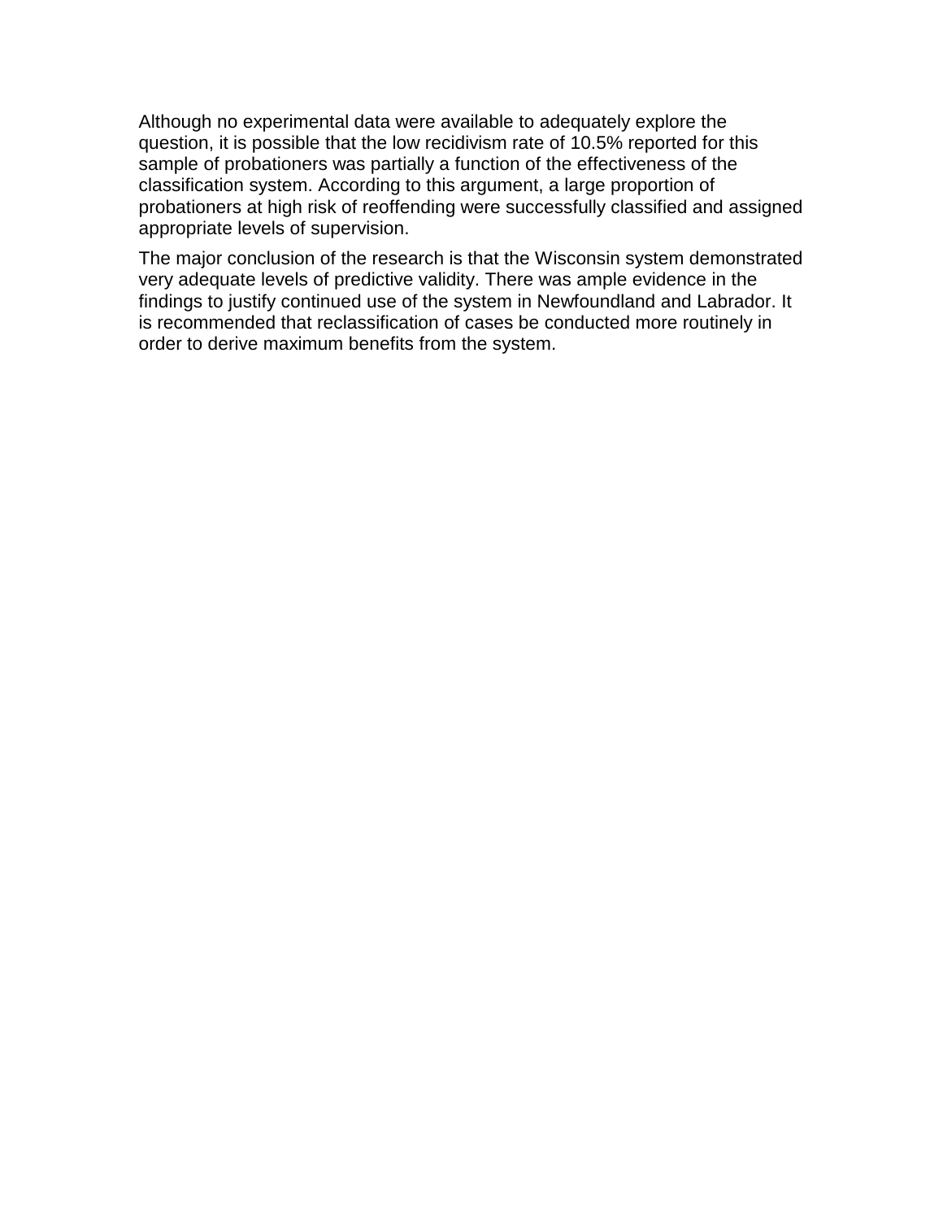Although no experimental data were available to adequately explore the question, it is possible that the low recidivism rate of 10.5% reported for this sample of probationers was partially a function of the effectiveness of the classification system. According to this argument, a large proportion of probationers at high risk of reoffending were successfully classified and assigned appropriate levels of supervision.

The major conclusion of the research is that the Wisconsin system demonstrated very adequate levels of predictive validity. There was ample evidence in the findings to justify continued use of the system in Newfoundland and Labrador. It is recommended that reclassification of cases be conducted more routinely in order to derive maximum benefits from the system.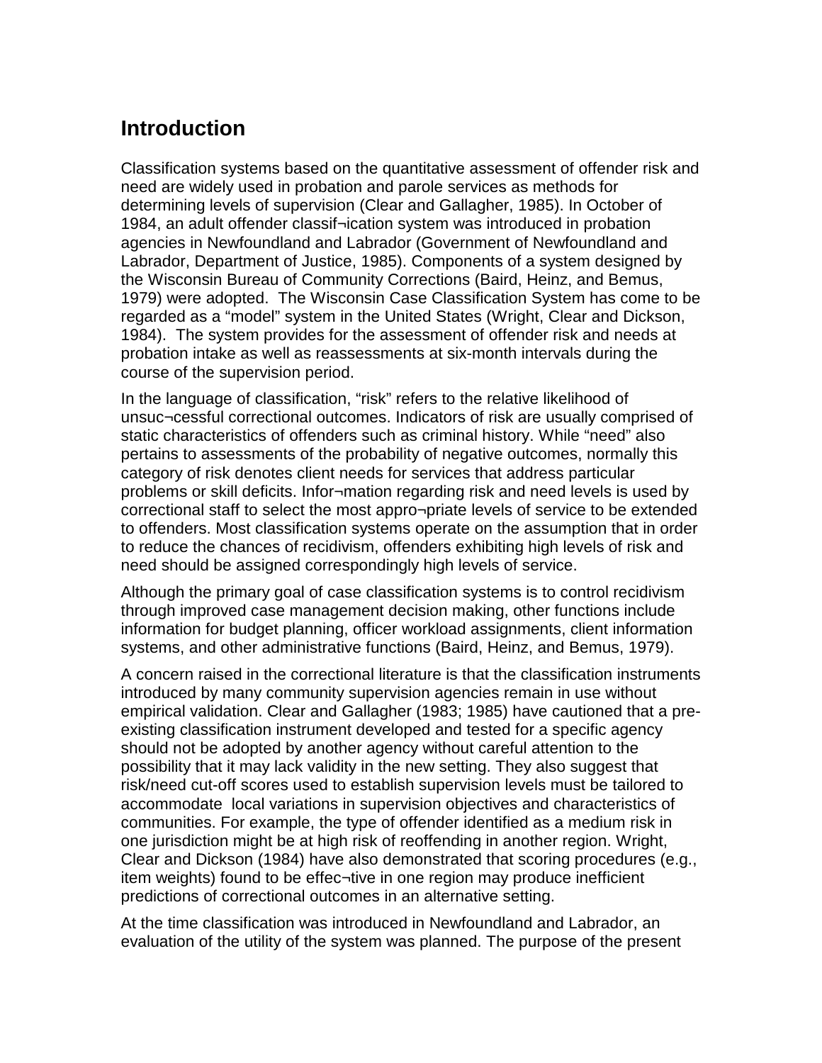## Introduction

Classification systems based on the quantitative assessment of offender risk and need are widely used in probation and parole services as methods for determining levels of supervision (Clear and Gallagher, 1985). In October of 1984, an adult offender classif¬ication system was introduced in probation agencies in Newfoundland and Labrador (Government of Newfoundland and Labrador, Department of Justice, 1985). Components of a system designed by the Wisconsin Bureau of Community Corrections (Baird, Heinz, and Bemus, 1979) were adopted. The Wisconsin Case Classification System has come to be regarded as a "model" system in the United States (Wright, Clear and Dickson, 1984). The system provides for the assessment of offender risk and needs at probation intake as well as reassessments at six-month intervals during the course of the supervision period.

In the language of classification, "risk" refers to the relative likelihood of unsuc¬cessful correctional outcomes. Indicators of risk are usually comprised of static characteristics of offenders such as criminal history. While "need" also pertains to assessments of the probability of negative outcomes, normally this category of risk denotes client needs for services that address particular problems or skill deficits. Infor¬mation regarding risk and need levels is used by correctional staff to select the most appro¬priate levels of service to be extended to offenders. Most classification systems operate on the assumption that in order to reduce the chances of recidivism, offenders exhibiting high levels of risk and need should be assigned correspondingly high levels of service.

Although the primary goal of case classification systems is to control recidivism through improved case management decision making, other functions include information for budget planning, officer workload assignments, client information systems, and other administrative functions (Baird, Heinz, and Bemus, 1979).

A concern raised in the correctional literature is that the classification instruments introduced by many community supervision agencies remain in use without empirical validation. Clear and Gallagher (1983; 1985) have cautioned that a pre-existing classification instrument developed and tested for a specific agency should not be adopted by another agency without careful attention to the possibility that it may lack validity in the new setting. They also suggest that risk/need cut-off scores used to establish supervision levels must be tailored to accommodate local variations in supervision objectives and characteristics of communities. For example, the type of offender identified as a medium risk in one jurisdiction might be at high risk of reoffending in another region. Wright, Clear and Dickson (1984) have also demonstrated that scoring procedures (e.g., item weights) found to be effec¬tive in one region may produce inefficient predictions of correctional outcomes in an alternative setting.

At the time classification was introduced in Newfoundland and Labrador, an evaluation of the utility of the system was planned. The purpose of the present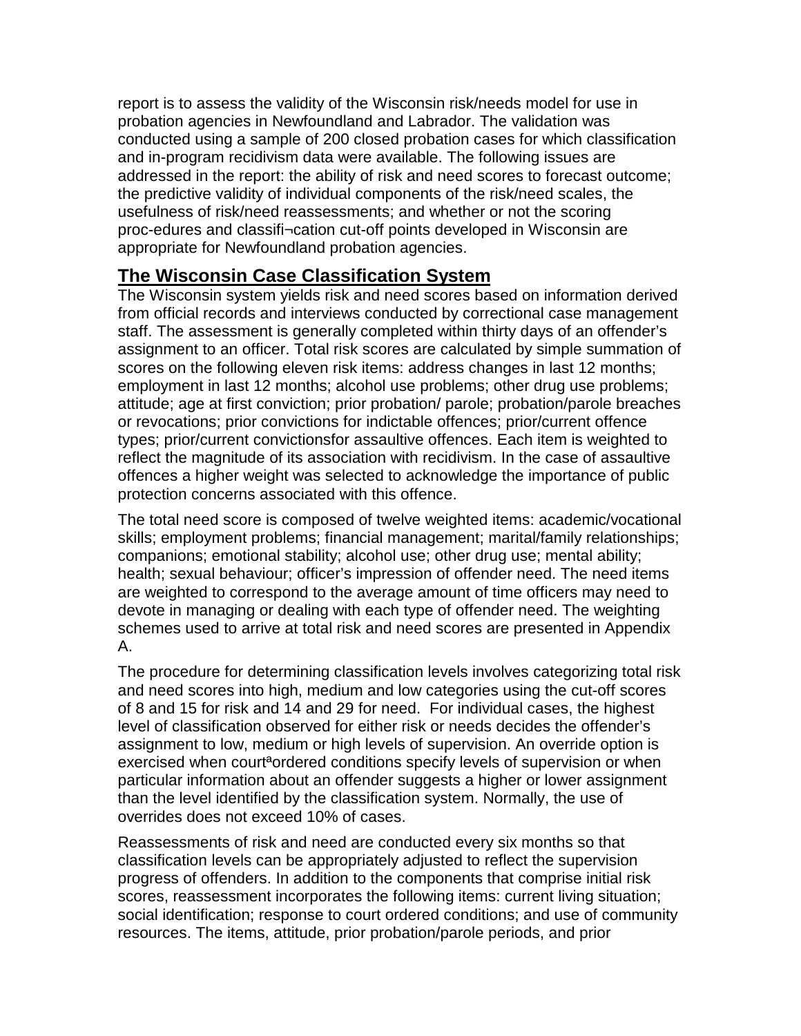report is to assess the validity of the Wisconsin risk/needs model for use in probation agencies in Newfoundland and Labrador. The validation was conducted using a sample of 200 closed probation cases for which classification and in-program recidivism data were available. The following issues are addressed in the report: the ability of risk and need scores to forecast outcome; the predictive validity of individual components of the risk/need scales, the usefulness of risk/need reassessments; and whether or not the scoring proc-edures and classifi¬cation cut-off points developed in Wisconsin are appropriate for Newfoundland probation agencies.

## The Wisconsin Case Classification System

The Wisconsin system yields risk and need scores based on information derived from official records and interviews conducted by correctional case management staff. The assessment is generally completed within thirty days of an offender's assignment to an officer. Total risk scores are calculated by simple summation of scores on the following eleven risk items: address changes in last 12 months; employment in last 12 months; alcohol use problems; other drug use problems; attitude; age at first conviction; prior probation/ parole; probation/parole breaches or revocations; prior convictions for indictable offences; prior/current offence types; prior/current convictionsfor assaultive offences. Each item is weighted to reflect the magnitude of its association with recidivism. In the case of assaultive offences a higher weight was selected to acknowledge the importance of public protection concerns associated with this offence.

The total need score is composed of twelve weighted items: academic/vocational skills; employment problems; financial management; marital/family relationships; companions; emotional stability; alcohol use; other drug use; mental ability; health; sexual behaviour; officer's impression of offender need. The need items are weighted to correspond to the average amount of time officers may need to devote in managing or dealing with each type of offender need. The weighting schemes used to arrive at total risk and need scores are presented in Appendix A.

The procedure for determining classification levels involves categorizing total risk and need scores into high, medium and low categories using the cut-off scores of 8 and 15 for risk and 14 and 29 for need. For individual cases, the highest level of classification observed for either risk or needs decides the offender's assignment to low, medium or high levels of supervision. An override option is exercised when courtªordered conditions specify levels of supervision or when particular information about an offender suggests a higher or lower assignment than the level identified by the classification system. Normally, the use of overrides does not exceed 10% of cases.

Reassessments of risk and need are conducted every six months so that classification levels can be appropriately adjusted to reflect the supervision progress of offenders. In addition to the components that comprise initial risk scores, reassessment incorporates the following items: current living situation; social identification; response to court ordered conditions; and use of community resources. The items, attitude, prior probation/parole periods, and prior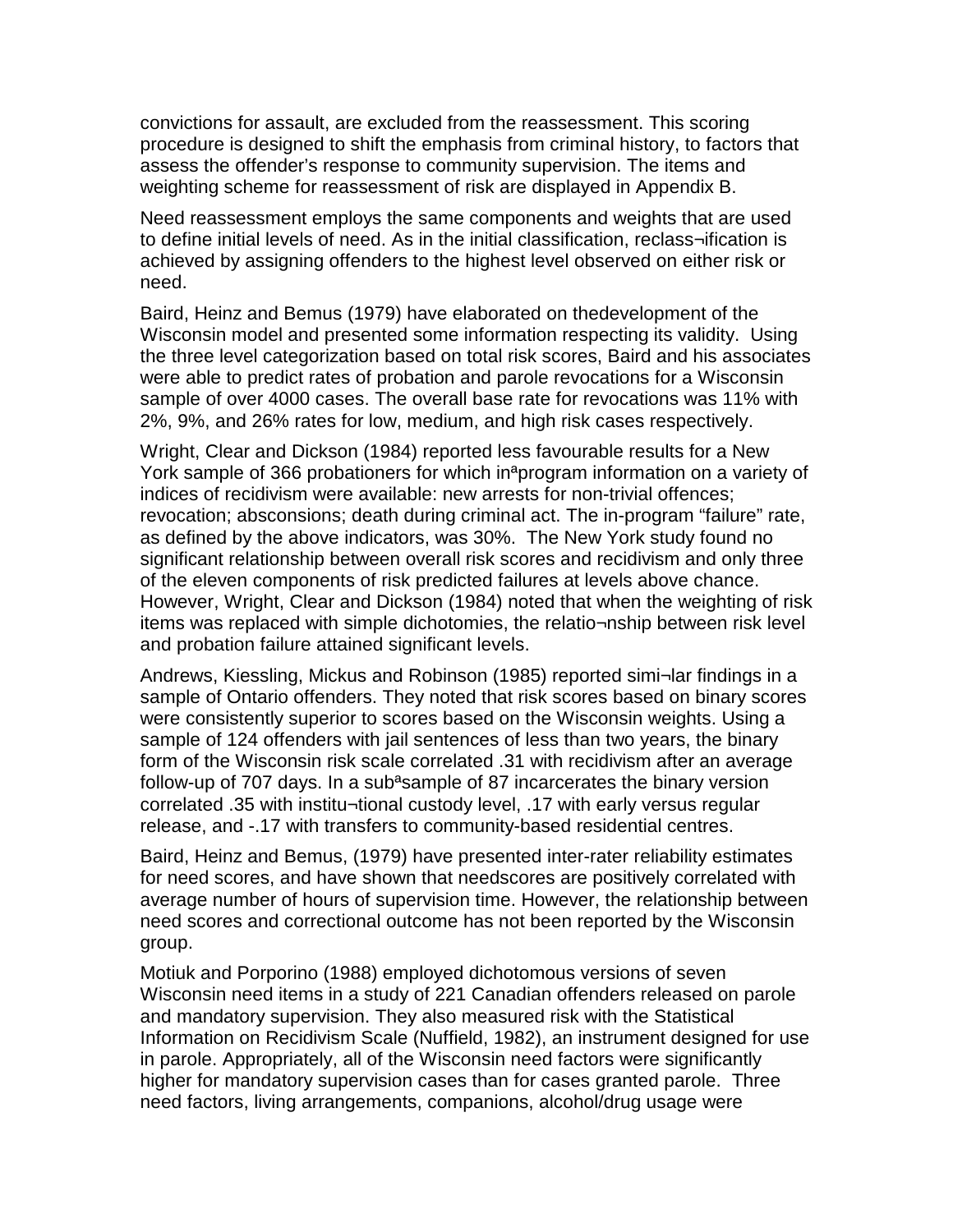convictions for assault, are excluded from the reassessment. This scoring procedure is designed to shift the emphasis from criminal history, to factors that assess the offender's response to community supervision. The items and weighting scheme for reassessment of risk are displayed in Appendix B.

Need reassessment employs the same components and weights that are used to define initial levels of need. As in the initial classification, reclass¬ification is achieved by assigning offenders to the highest level observed on either risk or need.

Baird, Heinz and Bemus (1979) have elaborated on thedevelopment of the Wisconsin model and presented some information respecting its validity. Using the three level categorization based on total risk scores, Baird and his associates were able to predict rates of probation and parole revocations for a Wisconsin sample of over 4000 cases. The overall base rate for revocations was 11% with 2%, 9%, and 26% rates for low, medium, and high risk cases respectively.

Wright, Clear and Dickson (1984) reported less favourable results for a New York sample of 366 probationers for which inªprogram information on a variety of indices of recidivism were available: new arrests for non-trivial offences; revocation; absconsions; death during criminal act. The in-program "failure" rate, as defined by the above indicators, was 30%. The New York study found no significant relationship between overall risk scores and recidivism and only three of the eleven components of risk predicted failures at levels above chance. However, Wright, Clear and Dickson (1984) noted that when the weighting of risk items was replaced with simple dichotomies, the relatio¬nship between risk level and probation failure attained significant levels.

Andrews, Kiessling, Mickus and Robinson (1985) reported simi¬lar findings in a sample of Ontario offenders. They noted that risk scores based on binary scores were consistently superior to scores based on the Wisconsin weights. Using a sample of 124 offenders with jail sentences of less than two years, the binary form of the Wisconsin risk scale correlated .31 with recidivism after an average follow-up of 707 days. In a subªsample of 87 incarcerates the binary version correlated .35 with institu¬tional custody level, .17 with early versus regular release, and -.17 with transfers to community-based residential centres.

Baird, Heinz and Bemus, (1979) have presented inter-rater reliability estimates for need scores, and have shown that needscores are positively correlated with average number of hours of supervision time. However, the relationship between need scores and correctional outcome has not been reported by the Wisconsin group.

Motiuk and Porporino (1988) employed dichotomous versions of seven Wisconsin need items in a study of 221 Canadian offenders released on parole and mandatory supervision. They also measured risk with the Statistical Information on Recidivism Scale (Nuffield, 1982), an instrument designed for use in parole. Appropriately, all of the Wisconsin need factors were significantly higher for mandatory supervision cases than for cases granted parole. Three need factors, living arrangements, companions, alcohol/drug usage were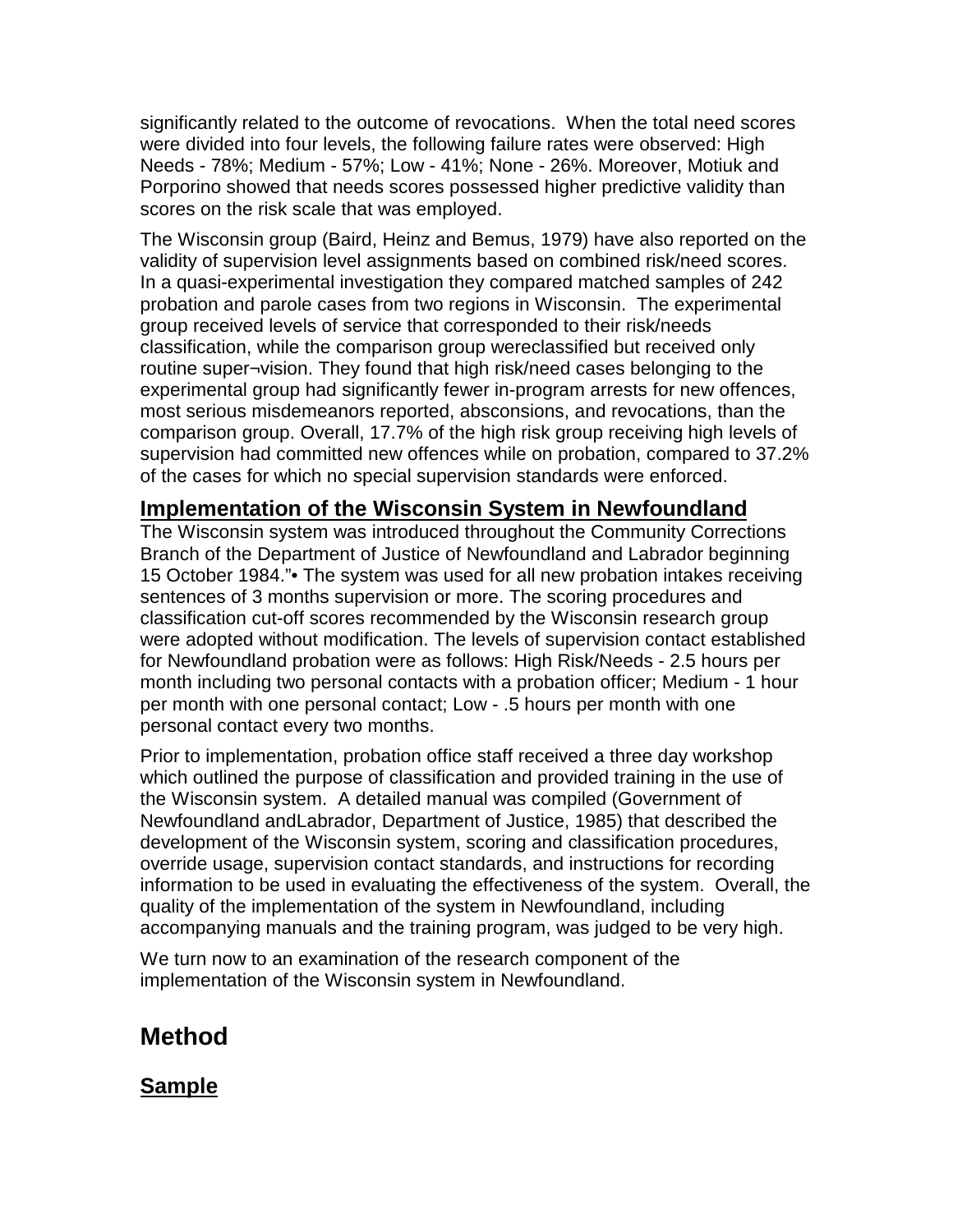significantly related to the outcome of revocations. When the total need scores were divided into four levels, the following failure rates were observed: High Needs - 78%; Medium - 57%; Low - 41%; None - 26%. Moreover, Motiuk and Porporino showed that needs scores possessed higher predictive validity than scores on the risk scale that was employed.

The Wisconsin group (Baird, Heinz and Bemus, 1979) have also reported on the validity of supervision level assignments based on combined risk/need scores. In a quasi-experimental investigation they compared matched samples of 242 probation and parole cases from two regions in Wisconsin. The experimental group received levels of service that corresponded to their risk/needs classification, while the comparison group wereclassified but received only routine super¬vision. They found that high risk/need cases belonging to the experimental group had significantly fewer in-program arrests for new offences, most serious misdemeanors reported, absconsions, and revocations, than the comparison group. Overall, 17.7% of the high risk group receiving high levels of supervision had committed new offences while on probation, compared to 37.2% of the cases for which no special supervision standards were enforced.

## Implementation of the Wisconsin System in Newfoundland

The Wisconsin system was introduced throughout the Community Corrections Branch of the Department of Justice of Newfoundland and Labrador beginning 15 October 1984."• The system was used for all new probation intakes receiving sentences of 3 months supervision or more. The scoring procedures and classification cut-off scores recommended by the Wisconsin research group were adopted without modification. The levels of supervision contact established for Newfoundland probation were as follows: High Risk/Needs - 2.5 hours per month including two personal contacts with a probation officer; Medium - 1 hour per month with one personal contact; Low - .5 hours per month with one personal contact every two months.

Prior to implementation, probation office staff received a three day workshop which outlined the purpose of classification and provided training in the use of the Wisconsin system. A detailed manual was compiled (Government of Newfoundland andLabrador, Department of Justice, 1985) that described the development of the Wisconsin system, scoring and classification procedures, override usage, supervision contact standards, and instructions for recording information to be used in evaluating the effectiveness of the system. Overall, the quality of the implementation of the system in Newfoundland, including accompanying manuals and the training program, was judged to be very high.

We turn now to an examination of the research component of the implementation of the Wisconsin system in Newfoundland.

# Method

## Sample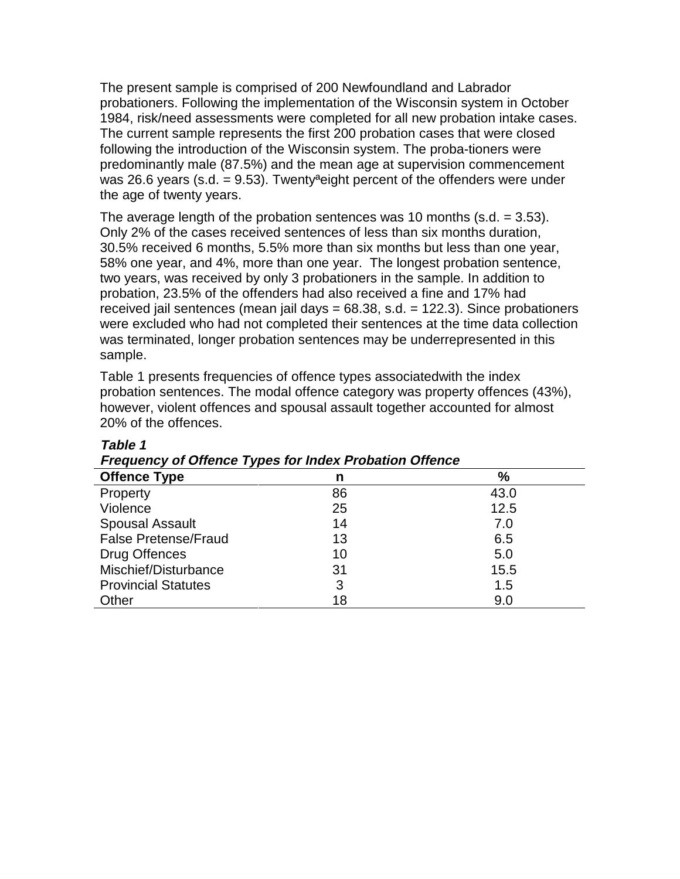The present sample is comprised of 200 Newfoundland and Labrador probationers. Following the implementation of the Wisconsin system in October 1984, risk/need assessments were completed for all new probation intake cases. The current sample represents the first 200 probation cases that were closed following the introduction of the Wisconsin system. The proba-tioners were predominantly male (87.5%) and the mean age at supervision commencement was 26.6 years (s.d. = 9.53). Twentyªeight percent of the offenders were under the age of twenty years.

The average length of the probation sentences was 10 months (s.d. = 3.53). Only 2% of the cases received sentences of less than six months duration, 30.5% received 6 months, 5.5% more than six months but less than one year, 58% one year, and 4%, more than one year. The longest probation sentence, two years, was received by only 3 probationers in the sample. In addition to probation, 23.5% of the offenders had also received a fine and 17% had received jail sentences (mean jail days = 68.38, s.d. = 122.3). Since probationers were excluded who had not completed their sentences at the time data collection was terminated, longer probation sentences may be underrepresented in this sample.

Table 1 presents frequencies of offence types associatedwith the index probation sentences. The modal offence category was property offences (43%), however, violent offences and spousal assault together accounted for almost 20% of the offences.

***Table 1***

***Frequency of Offence Types for Index Probation Offence***

| Offence Type | n | % |
|---|---|---|
| Property | 86 | 43.0 |
| Violence | 25 | 12.5 |
| Spousal Assault | 14 | 7.0 |
| False Pretense/Fraud | 13 | 6.5 |
| Drug Offences | 10 | 5.0 |
| Mischief/Disturbance | 31 | 15.5 |
| Provincial Statutes | 3 | 1.5 |
| Other | 18 | 9.0 |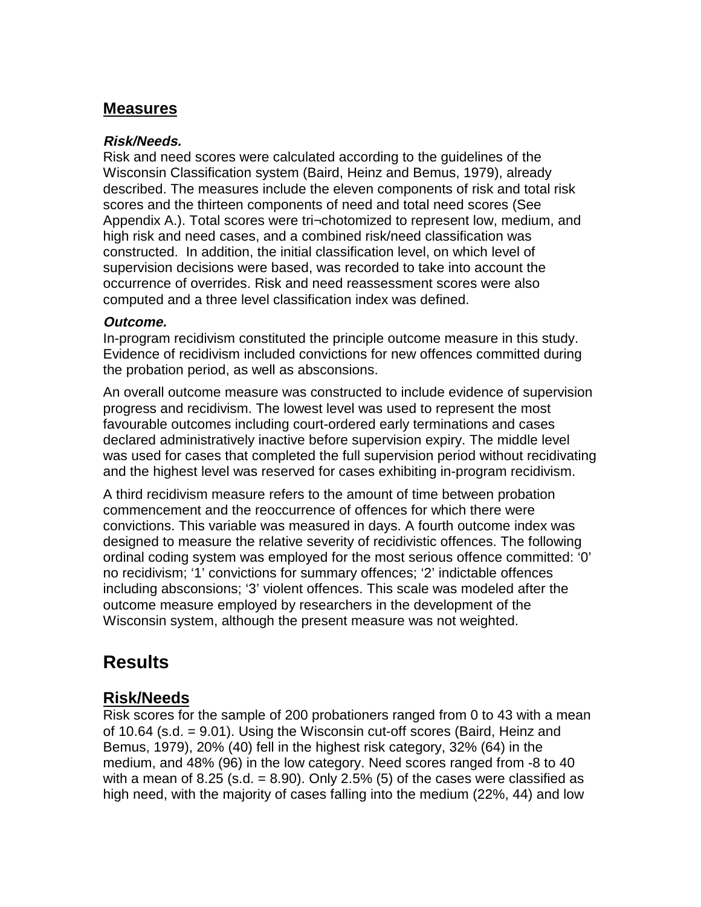## Measures

***Risk/Needs.***

Risk and need scores were calculated according to the guidelines of the Wisconsin Classification system (Baird, Heinz and Bemus, 1979), already described. The measures include the eleven components of risk and total risk scores and the thirteen components of need and total need scores (See Appendix A.). Total scores were tri¬chotomized to represent low, medium, and high risk and need cases, and a combined risk/need classification was constructed. In addition, the initial classification level, on which level of supervision decisions were based, was recorded to take into account the occurrence of overrides. Risk and need reassessment scores were also computed and a three level classification index was defined.

***Outcome.***

In-program recidivism constituted the principle outcome measure in this study. Evidence of recidivism included convictions for new offences committed during the probation period, as well as absconsions.

An overall outcome measure was constructed to include evidence of supervision progress and recidivism. The lowest level was used to represent the most favourable outcomes including court-ordered early terminations and cases declared administratively inactive before supervision expiry. The middle level was used for cases that completed the full supervision period without recidivating and the highest level was reserved for cases exhibiting in-program recidivism.

A third recidivism measure refers to the amount of time between probation commencement and the reoccurrence of offences for which there were convictions. This variable was measured in days. A fourth outcome index was designed to measure the relative severity of recidivistic offences. The following ordinal coding system was employed for the most serious offence committed: '0' no recidivism; '1' convictions for summary offences; '2' indictable offences including absconsions; '3' violent offences. This scale was modeled after the outcome measure employed by researchers in the development of the Wisconsin system, although the present measure was not weighted.

# Results

## Risk/Needs

Risk scores for the sample of 200 probationers ranged from 0 to 43 with a mean of 10.64 (s.d. = 9.01). Using the Wisconsin cut-off scores (Baird, Heinz and Bemus, 1979), 20% (40) fell in the highest risk category, 32% (64) in the medium, and 48% (96) in the low category. Need scores ranged from -8 to 40 with a mean of 8.25 (s.d. = 8.90). Only 2.5% (5) of the cases were classified as high need, with the majority of cases falling into the medium (22%, 44) and low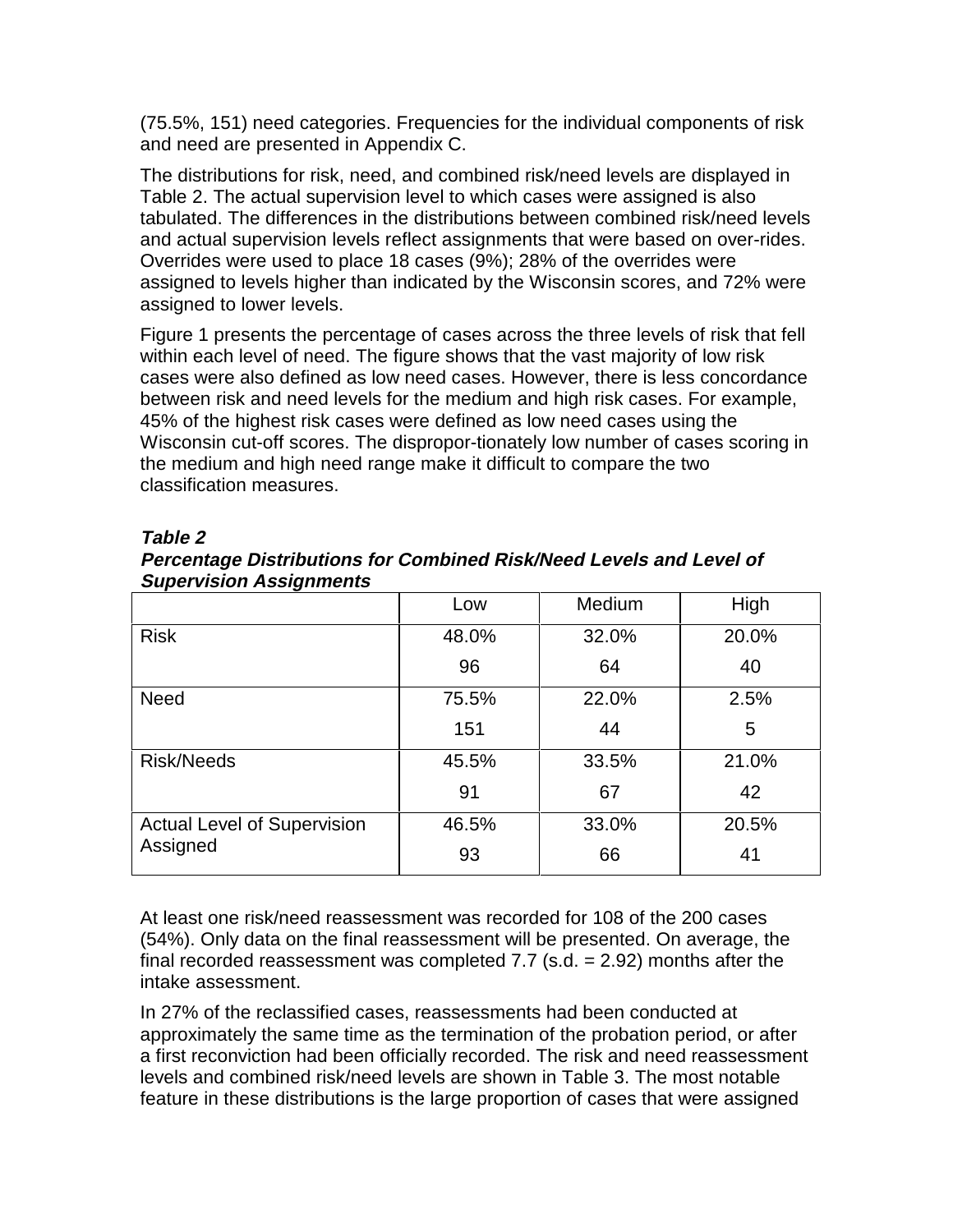(75.5%, 151) need categories. Frequencies for the individual components of risk and need are presented in Appendix C.

The distributions for risk, need, and combined risk/need levels are displayed in Table 2. The actual supervision level to which cases were assigned is also tabulated. The differences in the distributions between combined risk/need levels and actual supervision levels reflect assignments that were based on over-rides. Overrides were used to place 18 cases (9%); 28% of the overrides were assigned to levels higher than indicated by the Wisconsin scores, and 72% were assigned to lower levels.

Figure 1 presents the percentage of cases across the three levels of risk that fell within each level of need. The figure shows that the vast majority of low risk cases were also defined as low need cases. However, there is less concordance between risk and need levels for the medium and high risk cases. For example, 45% of the highest risk cases were defined as low need cases using the Wisconsin cut-off scores. The dispropor-tionately low number of cases scoring in the medium and high need range make it difficult to compare the two classification measures.

***Table 2***
***Percentage Distributions for Combined Risk/Need Levels and Level of Supervision Assignments***

| | Low | Medium | High |
|---|---|---|---|
| Risk | 48.0%<br>96 | 32.0%<br>64 | 20.0%<br>40 |
| Need | 75.5%<br>151 | 22.0%<br>44 | 2.5%<br>5 |
| Risk/Needs | 45.5%<br>91 | 33.5%<br>67 | 21.0%<br>42 |
| Actual Level of Supervision Assigned | 46.5%<br>93 | 33.0%<br>66 | 20.5%<br>41 |

At least one risk/need reassessment was recorded for 108 of the 200 cases (54%). Only data on the final reassessment will be presented. On average, the final recorded reassessment was completed 7.7 (s.d. = 2.92) months after the intake assessment.

In 27% of the reclassified cases, reassessments had been conducted at approximately the same time as the termination of the probation period, or after a first reconviction had been officially recorded. The risk and need reassessment levels and combined risk/need levels are shown in Table 3. The most notable feature in these distributions is the large proportion of cases that were assigned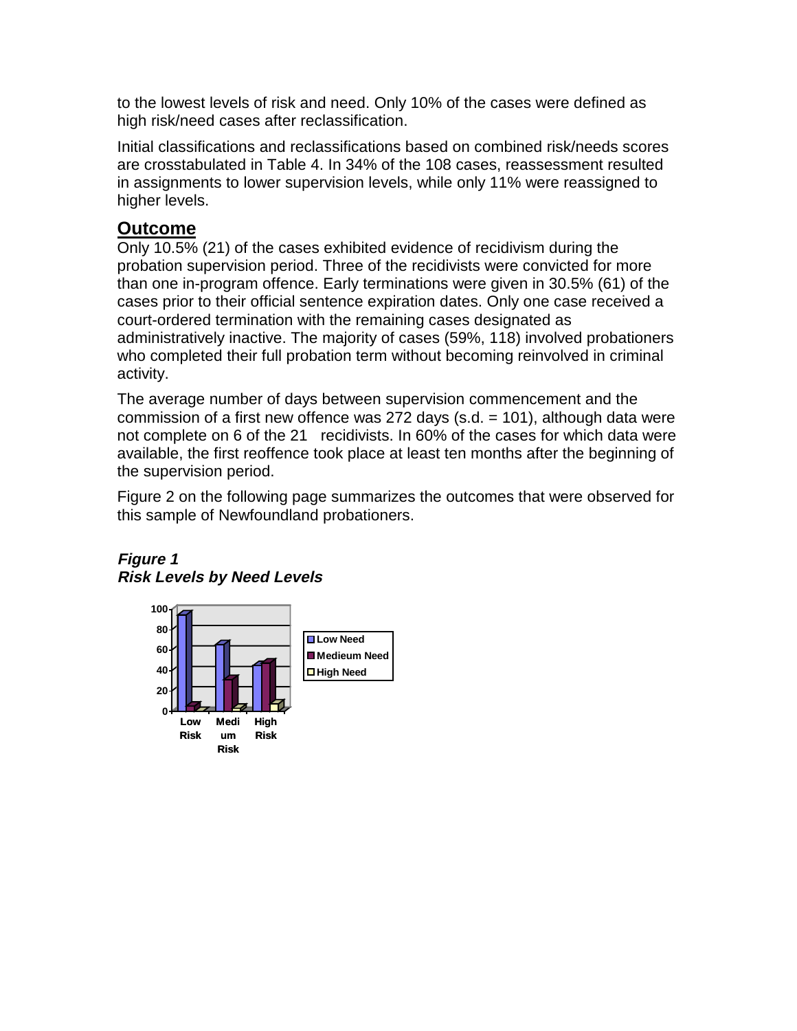to the lowest levels of risk and need. Only 10% of the cases were defined as high risk/need cases after reclassification.

Initial classifications and reclassifications based on combined risk/needs scores are crosstabulated in Table 4. In 34% of the 108 cases, reassessment resulted in assignments to lower supervision levels, while only 11% were reassigned to higher levels.

## Outcome

Only 10.5% (21) of the cases exhibited evidence of recidivism during the probation supervision period. Three of the recidivists were convicted for more than one in-program offence. Early terminations were given in 30.5% (61) of the cases prior to their official sentence expiration dates. Only one case received a court-ordered termination with the remaining cases designated as administratively inactive. The majority of cases (59%, 118) involved probationers who completed their full probation term without becoming reinvolved in criminal activity.

The average number of days between supervision commencement and the commission of a first new offence was 272 days (s.d. = 101), although data were not complete on 6 of the 21 recidivists. In 60% of the cases for which data were available, the first reoffence took place at least ten months after the beginning of the supervision period.

Figure 2 on the following page summarizes the outcomes that were observed for this sample of Newfoundland probationers.

***Figure 1***
***Risk Levels by Need Levels***

100
80
60
40
20
0

Low Risk | Medium Risk | High Risk

Low Need
Medieum Need
High Need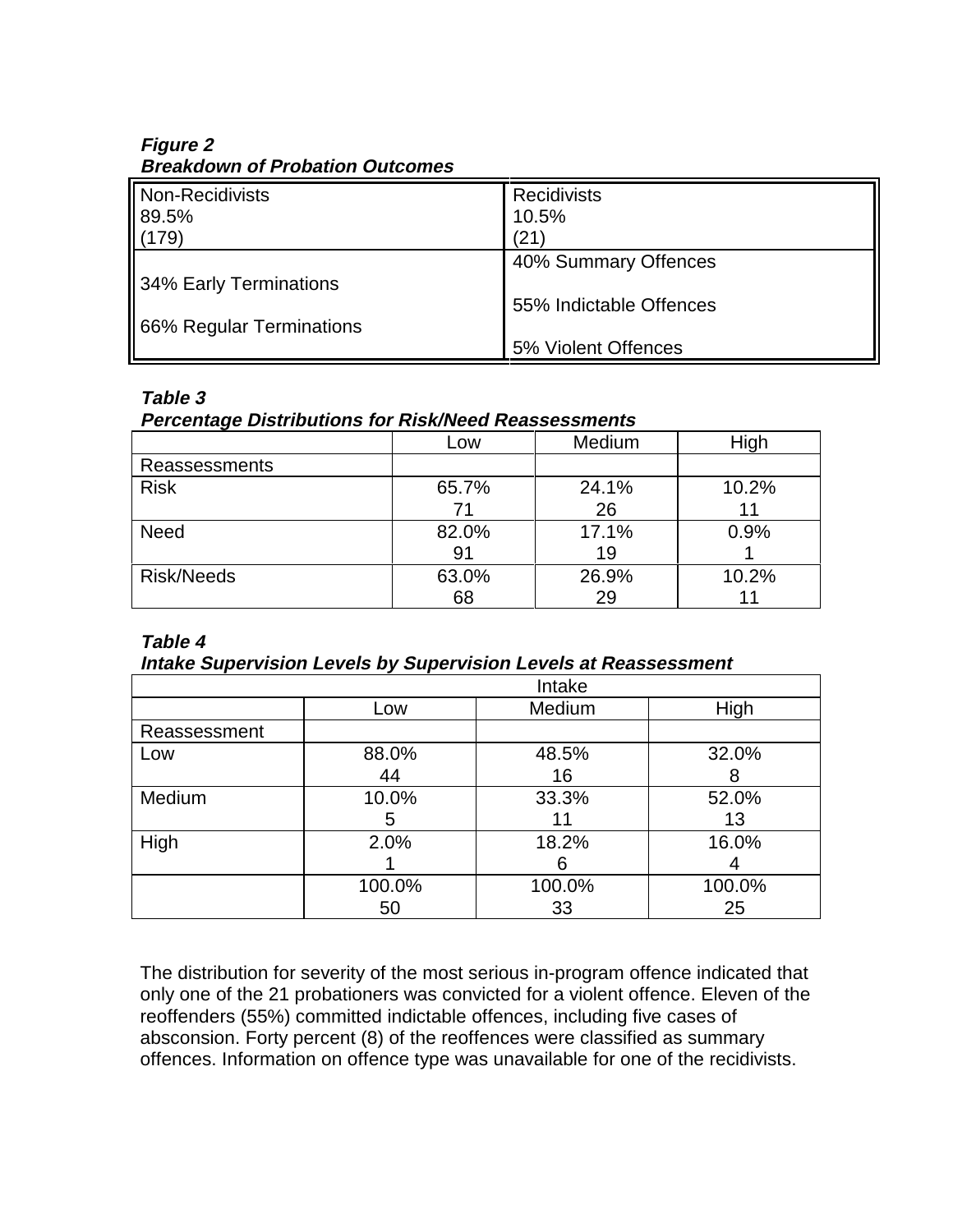***Figure 2***
***Breakdown of Probation Outcomes***

| Non-Recidivists<br>89.5%<br>(179) | Recidivists<br>10.5%<br>(21) |
|---|---|
| 34% Early Terminations<br><br>66% Regular Terminations | 40% Summary Offences<br><br>55% Indictable Offences<br><br>5% Violent Offences |

***Table 3***
***Percentage Distributions for Risk/Need Reassessments***

| | Low | Medium | High |
|---|---|---|---|
| Reassessments | | | |
| Risk | 65.7%<br>71 | 24.1%<br>26 | 10.2%<br>11 |
| Need | 82.0%<br>91 | 17.1%<br>19 | 0.9%<br>1 |
| Risk/Needs | 63.0%<br>68 | 26.9%<br>29 | 10.2%<br>11 |

***Table 4***
***Intake Supervision Levels by Supervision Levels at Reassessment***

| | Intake | | |
|---|---|---|---|
| | Low | Medium | High |
| Reassessment | | | |
| Low | 88.0%<br>44 | 48.5%<br>16 | 32.0%<br>8 |
| Medium | 10.0%<br>5 | 33.3%<br>11 | 52.0%<br>13 |
| High | 2.0%<br>1 | 18.2%<br>6 | 16.0%<br>4 |
| | 100.0%<br>50 | 100.0%<br>33 | 100.0%<br>25 |

The distribution for severity of the most serious in-program offence indicated that only one of the 21 probationers was convicted for a violent offence. Eleven of the reoffenders (55%) committed indictable offences, including five cases of absconsion. Forty percent (8) of the reoffences were classified as summary offences. Information on offence type was unavailable for one of the recidivists.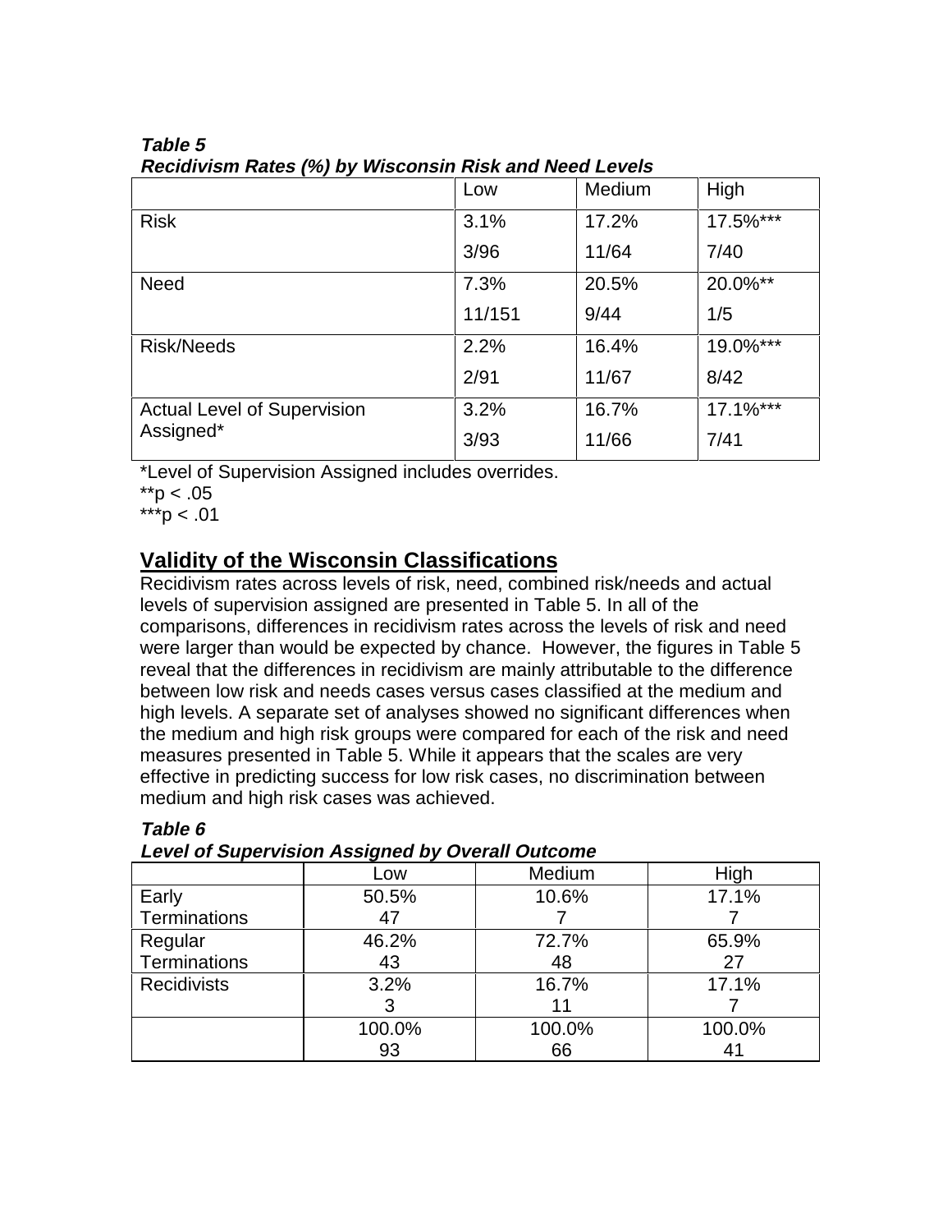***Table 5***
***Recidivism Rates (%) by Wisconsin Risk and Need Levels***

| | Low | Medium | High |
|---|---|---|---|
| Risk | 3.1%<br>3/96 | 17.2%<br>11/64 | 17.5%***<br>7/40 |
| Need | 7.3%<br>11/151 | 20.5%<br>9/44 | 20.0%**<br>1/5 |
| Risk/Needs | 2.2%<br>2/91 | 16.4%<br>11/67 | 19.0%***<br>8/42 |
| Actual Level of Supervision Assigned* | 3.2%<br>3/93 | 16.7%<br>11/66 | 17.1%***<br>7/41 |

*Level of Supervision Assigned includes overrides.
**$p < .05$
***$p < .01$

## Validity of the Wisconsin Classifications

Recidivism rates across levels of risk, need, combined risk/needs and actual levels of supervision assigned are presented in Table 5. In all of the comparisons, differences in recidivism rates across the levels of risk and need were larger than would be expected by chance. However, the figures in Table 5 reveal that the differences in recidivism are mainly attributable to the difference between low risk and needs cases versus cases classified at the medium and high levels. A separate set of analyses showed no significant differences when the medium and high risk groups were compared for each of the risk and need measures presented in Table 5. While it appears that the scales are very effective in predicting success for low risk cases, no discrimination between medium and high risk cases was achieved.

***Table 6***
***Level of Supervision Assigned by Overall Outcome***

| | Low | Medium | High |
|---|---|---|---|
| Early Terminations | 50.5%<br>47 | 10.6%<br>7 | 17.1%<br>7 |
| Regular Terminations | 46.2%<br>43 | 72.7%<br>48 | 65.9%<br>27 |
| Recidivists | 3.2%<br>3 | 16.7%<br>11 | 17.1%<br>7 |
| | 100.0%<br>93 | 100.0%<br>66 | 100.0%<br>41 |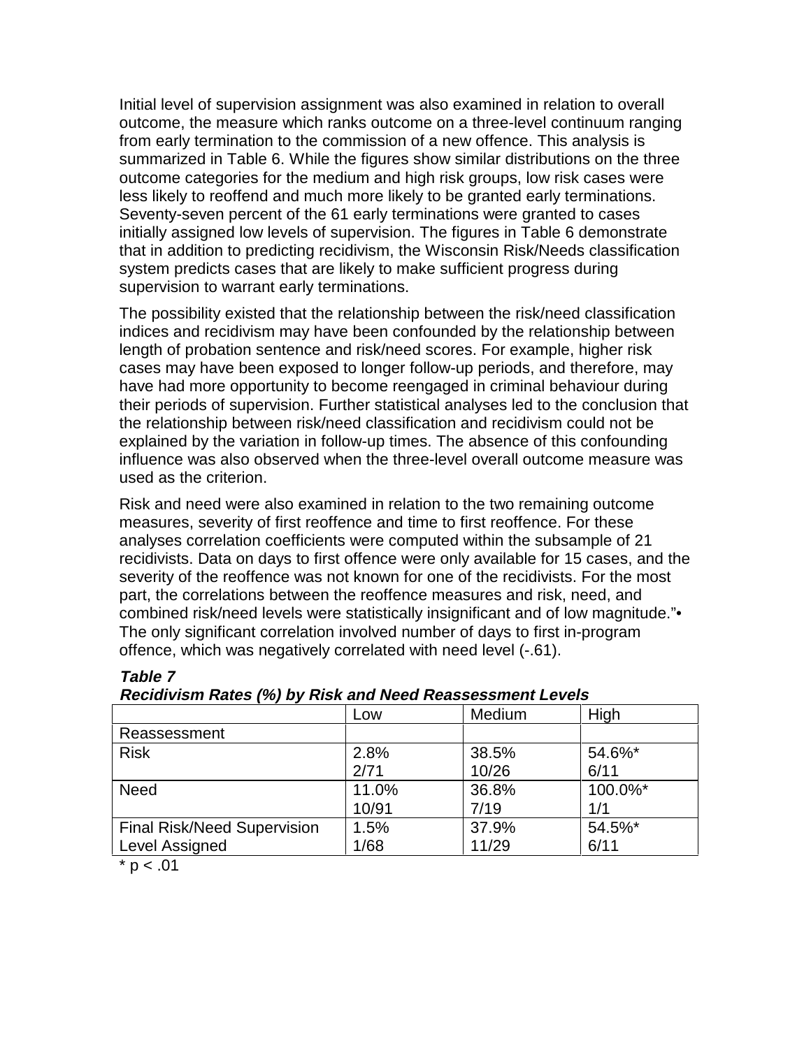Initial level of supervision assignment was also examined in relation to overall outcome, the measure which ranks outcome on a three-level continuum ranging from early termination to the commission of a new offence. This analysis is summarized in Table 6. While the figures show similar distributions on the three outcome categories for the medium and high risk groups, low risk cases were less likely to reoffend and much more likely to be granted early terminations. Seventy-seven percent of the 61 early terminations were granted to cases initially assigned low levels of supervision. The figures in Table 6 demonstrate that in addition to predicting recidivism, the Wisconsin Risk/Needs classification system predicts cases that are likely to make sufficient progress during supervision to warrant early terminations.

The possibility existed that the relationship between the risk/need classification indices and recidivism may have been confounded by the relationship between length of probation sentence and risk/need scores. For example, higher risk cases may have been exposed to longer follow-up periods, and therefore, may have had more opportunity to become reengaged in criminal behaviour during their periods of supervision. Further statistical analyses led to the conclusion that the relationship between risk/need classification and recidivism could not be explained by the variation in follow-up times. The absence of this confounding influence was also observed when the three-level overall outcome measure was used as the criterion.

Risk and need were also examined in relation to the two remaining outcome measures, severity of first reoffence and time to first reoffence. For these analyses correlation coefficients were computed within the subsample of 21 recidivists. Data on days to first offence were only available for 15 cases, and the severity of the reoffence was not known for one of the recidivists. For the most part, the correlations between the reoffence measures and risk, need, and combined risk/need levels were statistically insignificant and of low magnitude."• The only significant correlation involved number of days to first in-program offence, which was negatively correlated with need level (-.61).

***Table 7***
***Recidivism Rates (%) by Risk and Need Reassessment Levels***

| | Low | Medium | High |
|---|---|---|---|
| Reassessment | | | |
| Risk | 2.8%<br>2/71 | 38.5%<br>10/26 | 54.6%*<br>6/11 |
| Need | 11.0%<br>10/91 | 36.8%<br>7/19 | 100.0%*<br>1/1 |
| Final Risk/Need Supervision Level Assigned | 1.5%<br>1/68 | 37.9%<br>11/29 | 54.5%*<br>6/11 |

\* $p < .01$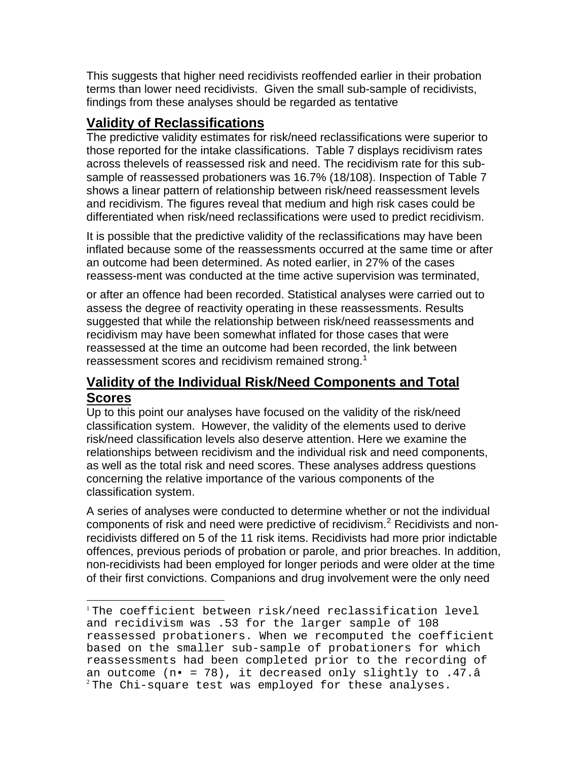This suggests that higher need recidivists reoffended earlier in their probation terms than lower need recidivists. Given the small sub-sample of recidivists, findings from these analyses should be regarded as tentative

## Validity of Reclassifications

The predictive validity estimates for risk/need reclassifications were superior to those reported for the intake classifications. Table 7 displays recidivism rates across thelevels of reassessed risk and need. The recidivism rate for this sub-sample of reassessed probationers was 16.7% (18/108). Inspection of Table 7 shows a linear pattern of relationship between risk/need reassessment levels and recidivism. The figures reveal that medium and high risk cases could be differentiated when risk/need reclassifications were used to predict recidivism.

It is possible that the predictive validity of the reclassifications may have been inflated because some of the reassessments occurred at the same time or after an outcome had been determined. As noted earlier, in 27% of the cases reassess-ment was conducted at the time active supervision was terminated,

or after an offence had been recorded. Statistical analyses were carried out to assess the degree of reactivity operating in these reassessments. Results suggested that while the relationship between risk/need reassessments and recidivism may have been somewhat inflated for those cases that were reassessed at the time an outcome had been recorded, the link between reassessment scores and recidivism remained strong.[1]

## Validity of the Individual Risk/Need Components and Total Scores

Up to this point our analyses have focused on the validity of the risk/need classification system. However, the validity of the elements used to derive risk/need classification levels also deserve attention. Here we examine the relationships between recidivism and the individual risk and need components, as well as the total risk and need scores. These analyses address questions concerning the relative importance of the various components of the classification system.

A series of analyses were conducted to determine whether or not the individual components of risk and need were predictive of recidivism.[2] Recidivists and non-recidivists differed on 5 of the 11 risk items. Recidivists had more prior indictable offences, previous periods of probation or parole, and prior breaches. In addition, non-recidivists had been employed for longer periods and were older at the time of their first convictions. Companions and drug involvement were the only need

---

[1] The coefficient between risk/need reclassification level and recidivism was .53 for the larger sample of 108 reassessed probationers. When we recomputed the coefficient based on the smaller sub-sample of probationers for which reassessments had been completed prior to the recording of an outcome (n• = 78), it decreased only slightly to .47.â

[2] The Chi-square test was employed for these analyses.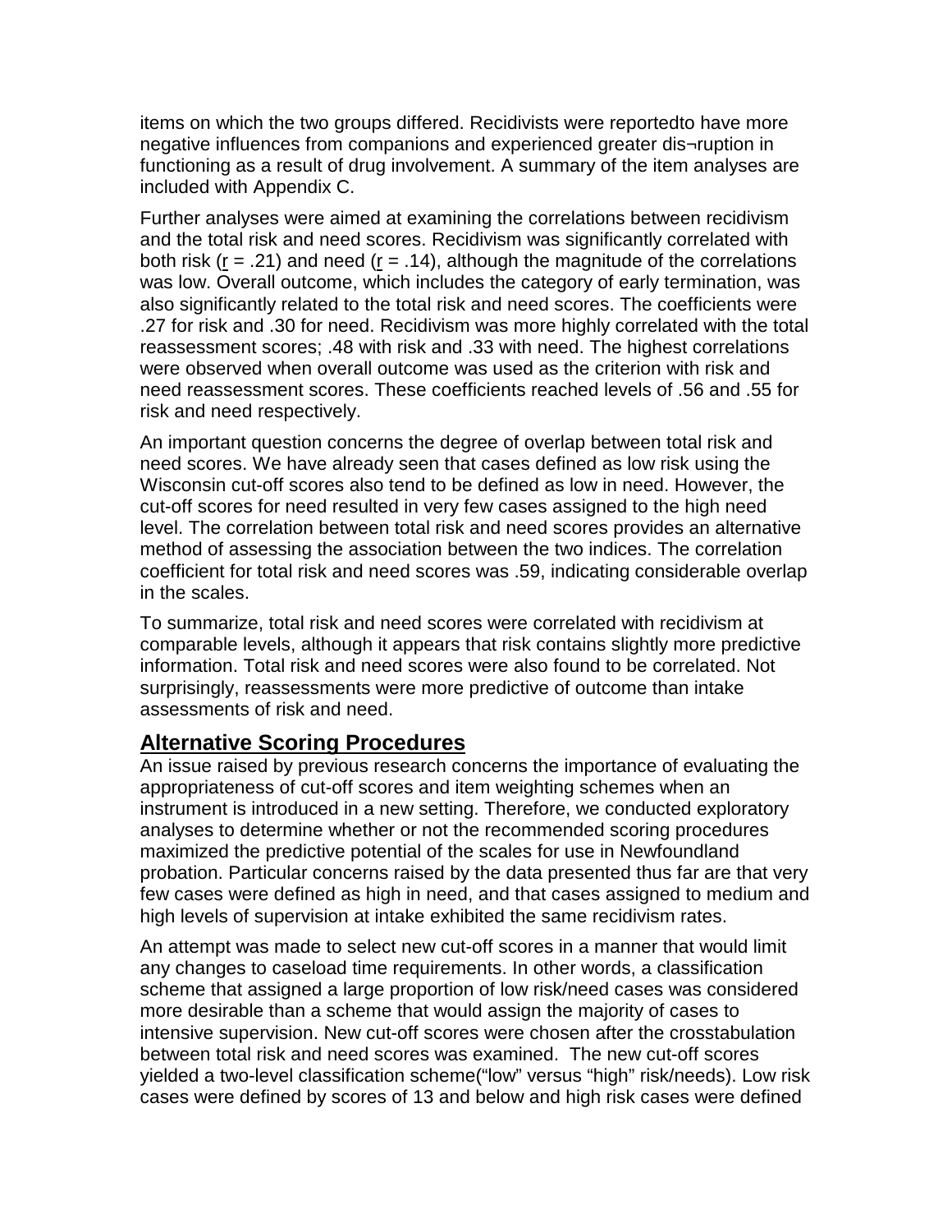items on which the two groups differed. Recidivists were reportedto have more negative influences from companions and experienced greater dis¬ruption in functioning as a result of drug involvement. A summary of the item analyses are included with Appendix C.

Further analyses were aimed at examining the correlations between recidivism and the total risk and need scores. Recidivism was significantly correlated with both risk ($r$ = .21) and need ($r$ = .14), although the magnitude of the correlations was low. Overall outcome, which includes the category of early termination, was also significantly related to the total risk and need scores. The coefficients were .27 for risk and .30 for need. Recidivism was more highly correlated with the total reassessment scores; .48 with risk and .33 with need. The highest correlations were observed when overall outcome was used as the criterion with risk and need reassessment scores. These coefficients reached levels of .56 and .55 for risk and need respectively.

An important question concerns the degree of overlap between total risk and need scores. We have already seen that cases defined as low risk using the Wisconsin cut-off scores also tend to be defined as low in need. However, the cut-off scores for need resulted in very few cases assigned to the high need level. The correlation between total risk and need scores provides an alternative method of assessing the association between the two indices. The correlation coefficient for total risk and need scores was .59, indicating considerable overlap in the scales.

To summarize, total risk and need scores were correlated with recidivism at comparable levels, although it appears that risk contains slightly more predictive information. Total risk and need scores were also found to be correlated. Not surprisingly, reassessments were more predictive of outcome than intake assessments of risk and need.

## Alternative Scoring Procedures

An issue raised by previous research concerns the importance of evaluating the appropriateness of cut-off scores and item weighting schemes when an instrument is introduced in a new setting. Therefore, we conducted exploratory analyses to determine whether or not the recommended scoring procedures maximized the predictive potential of the scales for use in Newfoundland probation. Particular concerns raised by the data presented thus far are that very few cases were defined as high in need, and that cases assigned to medium and high levels of supervision at intake exhibited the same recidivism rates.

An attempt was made to select new cut-off scores in a manner that would limit any changes to caseload time requirements. In other words, a classification scheme that assigned a large proportion of low risk/need cases was considered more desirable than a scheme that would assign the majority of cases to intensive supervision. New cut-off scores were chosen after the crosstabulation between total risk and need scores was examined. The new cut-off scores yielded a two-level classification scheme("low" versus "high" risk/needs). Low risk cases were defined by scores of 13 and below and high risk cases were defined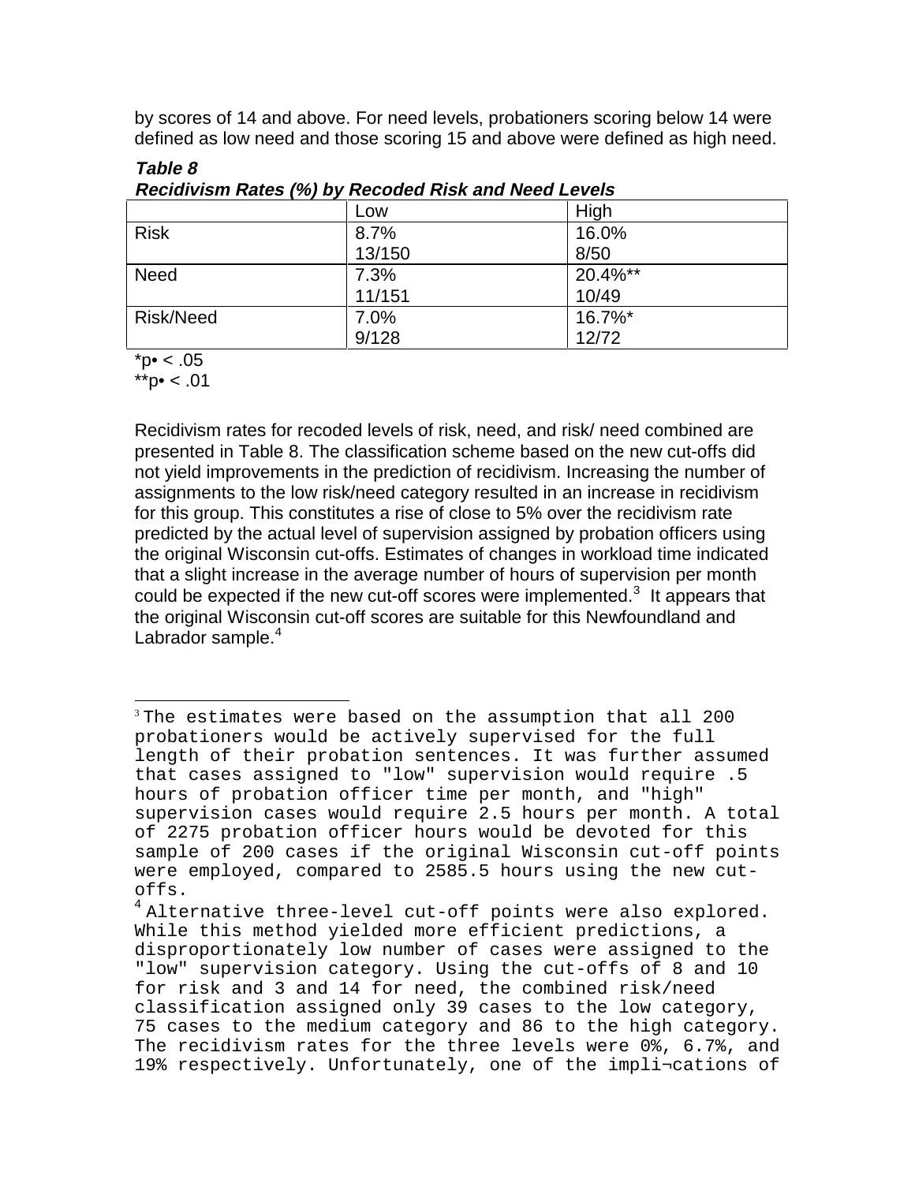by scores of 14 and above. For need levels, probationers scoring below 14 were defined as low need and those scoring 15 and above were defined as high need.

***Table 8***
***Recidivism Rates (%) by Recoded Risk and Need Levels***

| | Low | High |
|---|---|---|
| Risk | 8.7%<br>13/150 | 16.0%<br>8/50 |
| Need | 7.3%<br>11/151 | 20.4%**<br>10/49 |
| Risk/Need | 7.0%<br>9/128 | 16.7%*<br>12/72 |

*p• < .05
**p• < .01

Recidivism rates for recoded levels of risk, need, and risk/ need combined are presented in Table 8. The classification scheme based on the new cut-offs did not yield improvements in the prediction of recidivism. Increasing the number of assignments to the low risk/need category resulted in an increase in recidivism for this group. This constitutes a rise of close to 5% over the recidivism rate predicted by the actual level of supervision assigned by probation officers using the original Wisconsin cut-offs. Estimates of changes in workload time indicated that a slight increase in the average number of hours of supervision per month could be expected if the new cut-off scores were implemented.[3] It appears that the original Wisconsin cut-off scores are suitable for this Newfoundland and Labrador sample.[4]

---

[3] The estimates were based on the assumption that all 200 probationers would be actively supervised for the full length of their probation sentences. It was further assumed that cases assigned to "low" supervision would require .5 hours of probation officer time per month, and "high" supervision cases would require 2.5 hours per month. A total of 2275 probation officer hours would be devoted for this sample of 200 cases if the original Wisconsin cut-off points were employed, compared to 2585.5 hours using the new cut-offs.

[4] Alternative three-level cut-off points were also explored. While this method yielded more efficient predictions, a disproportionately low number of cases were assigned to the "low" supervision category. Using the cut-offs of 8 and 10 for risk and 3 and 14 for need, the combined risk/need classification assigned only 39 cases to the low category, 75 cases to the medium category and 86 to the high category. The recidivism rates for the three levels were 0%, 6.7%, and 19% respectively. Unfortunately, one of the impli¬cations of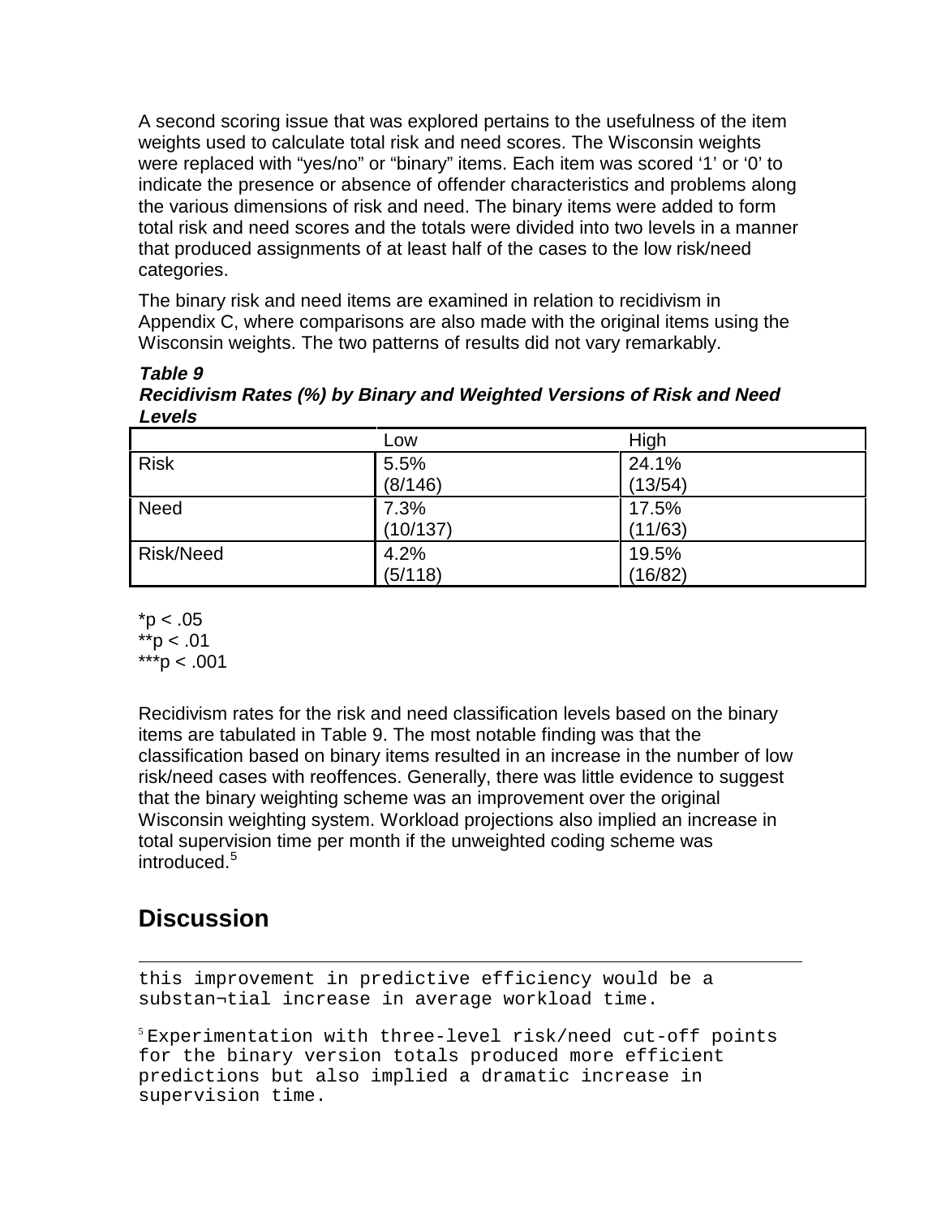A second scoring issue that was explored pertains to the usefulness of the item weights used to calculate total risk and need scores. The Wisconsin weights were replaced with “yes/no” or “binary” items. Each item was scored ‘1’ or ‘0’ to indicate the presence or absence of offender characteristics and problems along the various dimensions of risk and need. The binary items were added to form total risk and need scores and the totals were divided into two levels in a manner that produced assignments of at least half of the cases to the low risk/need categories.

The binary risk and need items are examined in relation to recidivism in Appendix C, where comparisons are also made with the original items using the Wisconsin weights. The two patterns of results did not vary remarkably.

***Table 9***
***Recidivism Rates (%) by Binary and Weighted Versions of Risk and Need Levels***

| | Low | High |
|---|---|---|
| Risk | 5.5% (8/146) | 24.1% (13/54) |
| Need | 7.3% (10/137) | 17.5% (11/63) |
| Risk/Need | 4.2% (5/118) | 19.5% (16/82) |

*p < .05
**p < .01
***p < .001

Recidivism rates for the risk and need classification levels based on the binary items are tabulated in Table 9. The most notable finding was that the classification based on binary items resulted in an increase in the number of low risk/need cases with reoffences. Generally, there was little evidence to suggest that the binary weighting scheme was an improvement over the original Wisconsin weighting system. Workload projections also implied an increase in total supervision time per month if the unweighted coding scheme was introduced.[5]

## Discussion

---

this improvement in predictive efficiency would be a substan¬tial increase in average workload time.

[5] Experimentation with three-level risk/need cut-off points for the binary version totals produced more efficient predictions but also implied a dramatic increase in supervision time.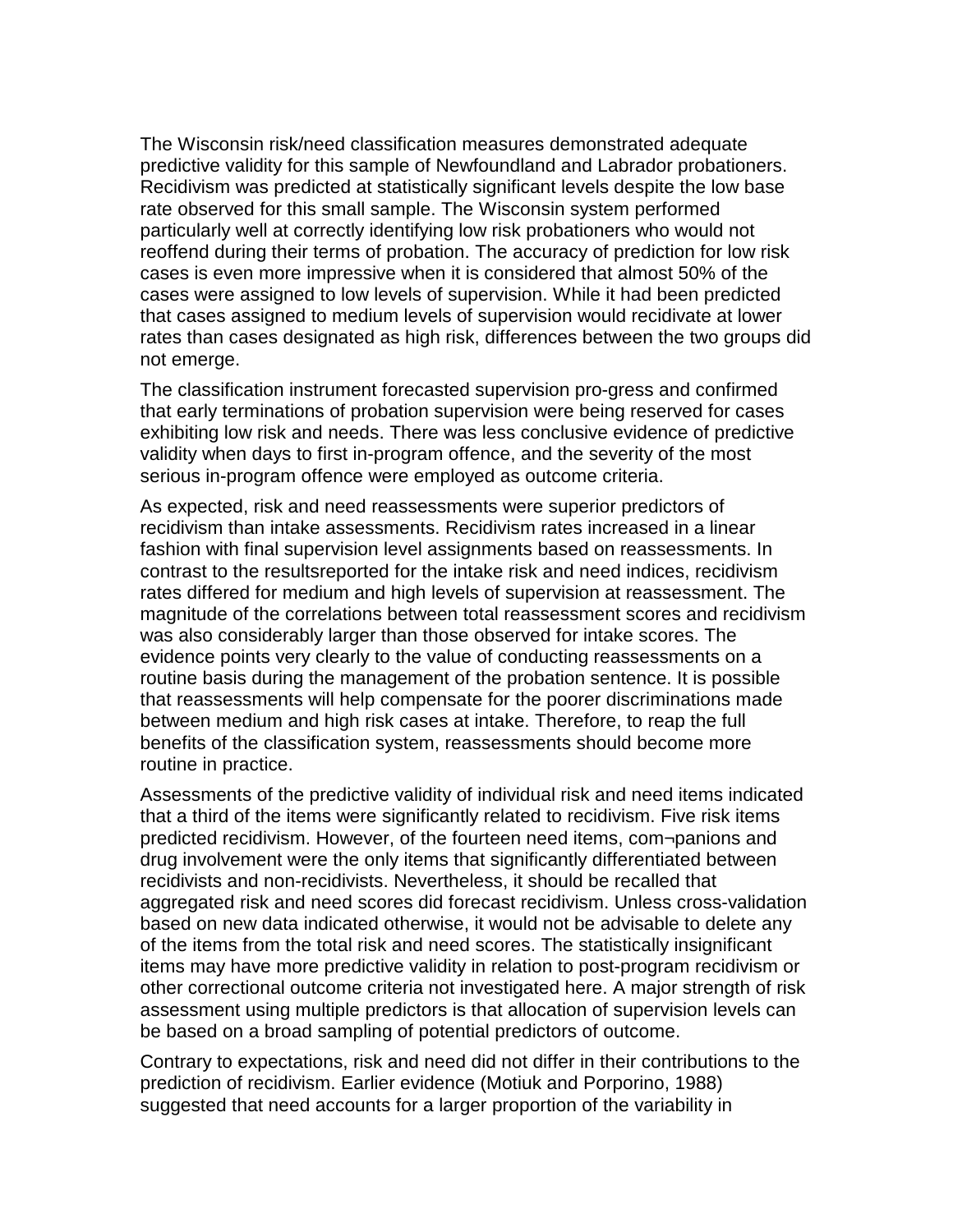The Wisconsin risk/need classification measures demonstrated adequate predictive validity for this sample of Newfoundland and Labrador probationers. Recidivism was predicted at statistically significant levels despite the low base rate observed for this small sample. The Wisconsin system performed particularly well at correctly identifying low risk probationers who would not reoffend during their terms of probation. The accuracy of prediction for low risk cases is even more impressive when it is considered that almost 50% of the cases were assigned to low levels of supervision. While it had been predicted that cases assigned to medium levels of supervision would recidivate at lower rates than cases designated as high risk, differences between the two groups did not emerge.

The classification instrument forecasted supervision pro-gress and confirmed that early terminations of probation supervision were being reserved for cases exhibiting low risk and needs. There was less conclusive evidence of predictive validity when days to first in-program offence, and the severity of the most serious in-program offence were employed as outcome criteria.

As expected, risk and need reassessments were superior predictors of recidivism than intake assessments. Recidivism rates increased in a linear fashion with final supervision level assignments based on reassessments. In contrast to the resultsreported for the intake risk and need indices, recidivism rates differed for medium and high levels of supervision at reassessment. The magnitude of the correlations between total reassessment scores and recidivism was also considerably larger than those observed for intake scores. The evidence points very clearly to the value of conducting reassessments on a routine basis during the management of the probation sentence. It is possible that reassessments will help compensate for the poorer discriminations made between medium and high risk cases at intake. Therefore, to reap the full benefits of the classification system, reassessments should become more routine in practice.

Assessments of the predictive validity of individual risk and need items indicated that a third of the items were significantly related to recidivism. Five risk items predicted recidivism. However, of the fourteen need items, com¬panions and drug involvement were the only items that significantly differentiated between recidivists and non-recidivists. Nevertheless, it should be recalled that aggregated risk and need scores did forecast recidivism. Unless cross-validation based on new data indicated otherwise, it would not be advisable to delete any of the items from the total risk and need scores. The statistically insignificant items may have more predictive validity in relation to post-program recidivism or other correctional outcome criteria not investigated here. A major strength of risk assessment using multiple predictors is that allocation of supervision levels can be based on a broad sampling of potential predictors of outcome.

Contrary to expectations, risk and need did not differ in their contributions to the prediction of recidivism. Earlier evidence (Motiuk and Porporino, 1988) suggested that need accounts for a larger proportion of the variability in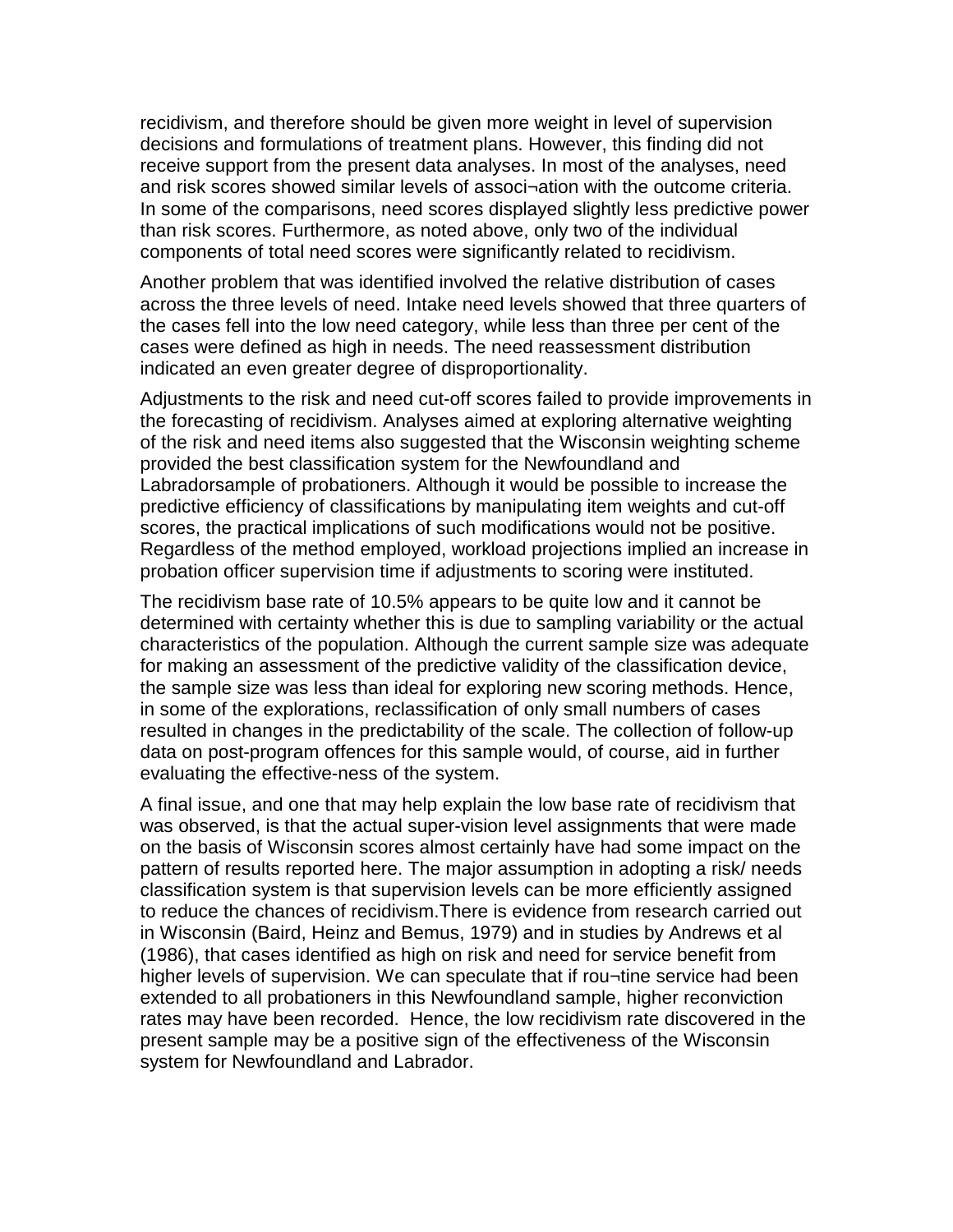recidivism, and therefore should be given more weight in level of supervision decisions and formulations of treatment plans. However, this finding did not receive support from the present data analyses. In most of the analyses, need and risk scores showed similar levels of associ¬ation with the outcome criteria. In some of the comparisons, need scores displayed slightly less predictive power than risk scores. Furthermore, as noted above, only two of the individual components of total need scores were significantly related to recidivism.

Another problem that was identified involved the relative distribution of cases across the three levels of need. Intake need levels showed that three quarters of the cases fell into the low need category, while less than three per cent of the cases were defined as high in needs. The need reassessment distribution indicated an even greater degree of disproportionality.

Adjustments to the risk and need cut-off scores failed to provide improvements in the forecasting of recidivism. Analyses aimed at exploring alternative weighting of the risk and need items also suggested that the Wisconsin weighting scheme provided the best classification system for the Newfoundland and Labradorsample of probationers. Although it would be possible to increase the predictive efficiency of classifications by manipulating item weights and cut-off scores, the practical implications of such modifications would not be positive. Regardless of the method employed, workload projections implied an increase in probation officer supervision time if adjustments to scoring were instituted.

The recidivism base rate of 10.5% appears to be quite low and it cannot be determined with certainty whether this is due to sampling variability or the actual characteristics of the population. Although the current sample size was adequate for making an assessment of the predictive validity of the classification device, the sample size was less than ideal for exploring new scoring methods. Hence, in some of the explorations, reclassification of only small numbers of cases resulted in changes in the predictability of the scale. The collection of follow-up data on post-program offences for this sample would, of course, aid in further evaluating the effective-ness of the system.

A final issue, and one that may help explain the low base rate of recidivism that was observed, is that the actual super-vision level assignments that were made on the basis of Wisconsin scores almost certainly have had some impact on the pattern of results reported here. The major assumption in adopting a risk/ needs classification system is that supervision levels can be more efficiently assigned to reduce the chances of recidivism.There is evidence from research carried out in Wisconsin (Baird, Heinz and Bemus, 1979) and in studies by Andrews et al (1986), that cases identified as high on risk and need for service benefit from higher levels of supervision. We can speculate that if rou¬tine service had been extended to all probationers in this Newfoundland sample, higher reconviction rates may have been recorded. Hence, the low recidivism rate discovered in the present sample may be a positive sign of the effectiveness of the Wisconsin system for Newfoundland and Labrador.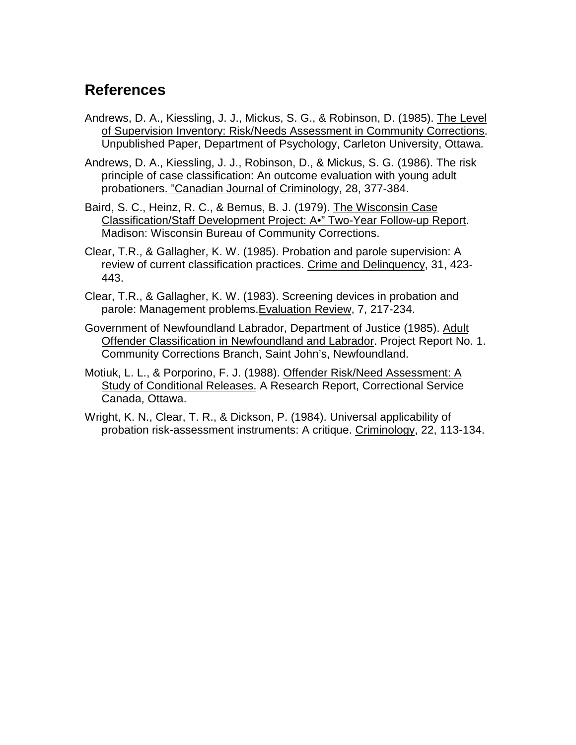## References

Andrews, D. A., Kiessling, J. J., Mickus, S. G., & Robinson, D. (1985). The Level of Supervision Inventory: Risk/Needs Assessment in Community Corrections. Unpublished Paper, Department of Psychology, Carleton University, Ottawa.

Andrews, D. A., Kiessling, J. J., Robinson, D., & Mickus, S. G. (1986). The risk principle of case classification: An outcome evaluation with young adult probationers. "Canadian Journal of Criminology, 28, 377-384.

Baird, S. C., Heinz, R. C., & Bemus, B. J. (1979). The Wisconsin Case Classification/Staff Development Project: A•" Two-Year Follow-up Report. Madison: Wisconsin Bureau of Community Corrections.

Clear, T.R., & Gallagher, K. W. (1985). Probation and parole supervision: A review of current classification practices. Crime and Delinquency, 31, 423-443.

Clear, T.R., & Gallagher, K. W. (1983). Screening devices in probation and parole: Management problems.Evaluation Review, 7, 217-234.

Government of Newfoundland Labrador, Department of Justice (1985). Adult Offender Classification in Newfoundland and Labrador. Project Report No. 1. Community Corrections Branch, Saint John's, Newfoundland.

Motiuk, L. L., & Porporino, F. J. (1988). Offender Risk/Need Assessment: A Study of Conditional Releases. A Research Report, Correctional Service Canada, Ottawa.

Wright, K. N., Clear, T. R., & Dickson, P. (1984). Universal applicability of probation risk-assessment instruments: A critique. Criminology, 22, 113-134.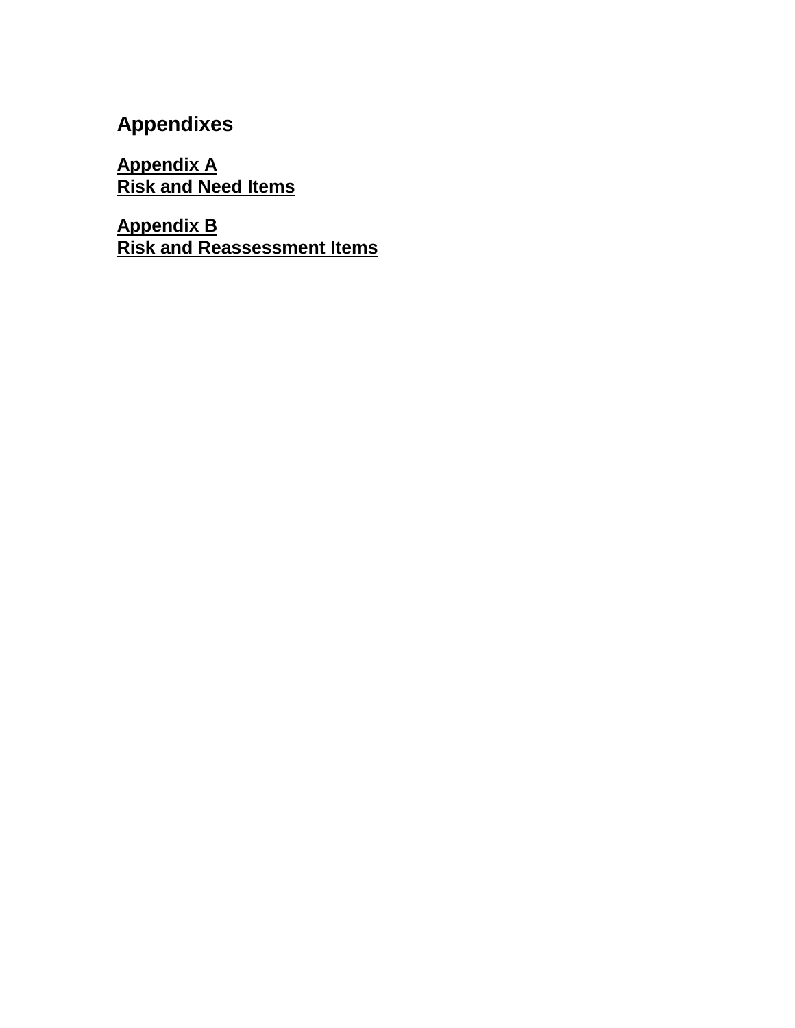# Appendixes

**Appendix A**
**Risk and Need Items**

**Appendix B**
**Risk and Reassessment Items**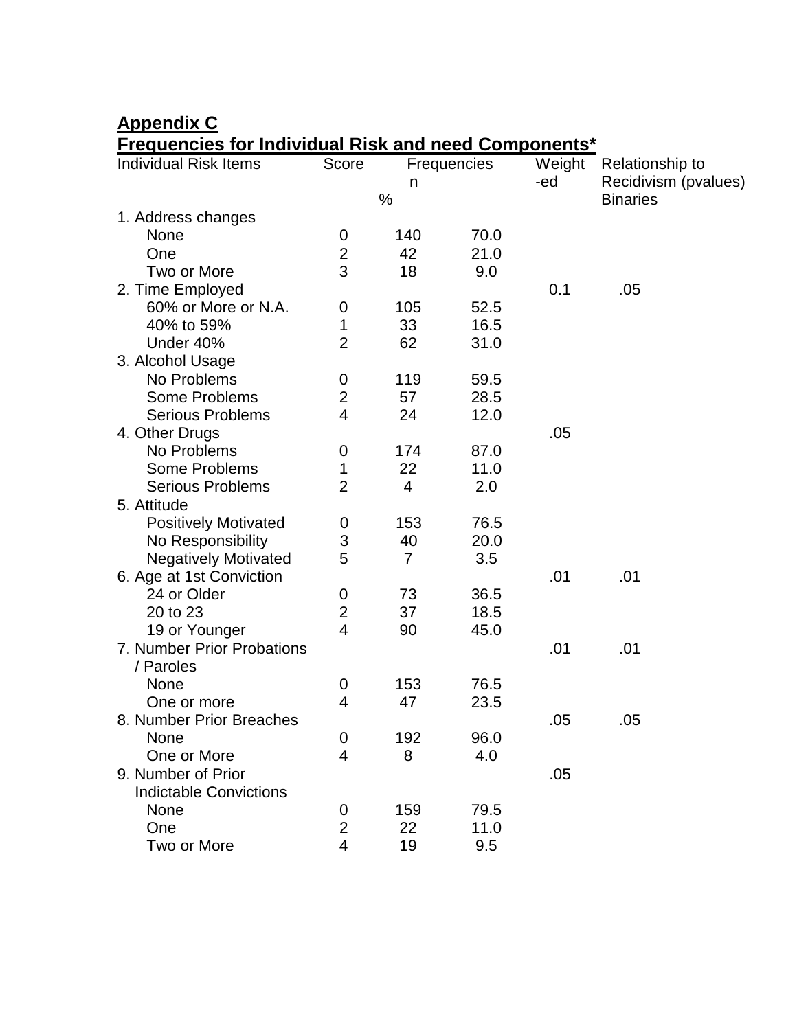## Appendix C

## Frequencies for Individual Risk and need Components*

| Individual Risk Items | Score | Frequencies n | % | Weight-ed | Relationship to Recidivism (pvalues) Binaries |
|---|---|---|---|---|---|
| 1. Address changes | | | | | |
| None | 0 | 140 | 70.0 | | |
| One | 2 | 42 | 21.0 | | |
| Two or More | 3 | 18 | 9.0 | | |
| 2. Time Employed | | | | 0.1 | .05 |
| 60% or More or N.A. | 0 | 105 | 52.5 | | |
| 40% to 59% | 1 | 33 | 16.5 | | |
| Under 40% | 2 | 62 | 31.0 | | |
| 3. Alcohol Usage | | | | | |
| No Problems | 0 | 119 | 59.5 | | |
| Some Problems | 2 | 57 | 28.5 | | |
| Serious Problems | 4 | 24 | 12.0 | | |
| 4. Other Drugs | | | | .05 | |
| No Problems | 0 | 174 | 87.0 | | |
| Some Problems | 1 | 22 | 11.0 | | |
| Serious Problems | 2 | 4 | 2.0 | | |
| 5. Attitude | | | | | |
| Positively Motivated | 0 | 153 | 76.5 | | |
| No Responsibility | 3 | 40 | 20.0 | | |
| Negatively Motivated | 5 | 7 | 3.5 | | |
| 6. Age at 1st Conviction | | | | .01 | .01 |
| 24 or Older | 0 | 73 | 36.5 | | |
| 20 to 23 | 2 | 37 | 18.5 | | |
| 19 or Younger | 4 | 90 | 45.0 | | |
| 7. Number Prior Probations / Paroles | | | | .01 | .01 |
| None | 0 | 153 | 76.5 | | |
| One or more | 4 | 47 | 23.5 | | |
| 8. Number Prior Breaches | | | | .05 | .05 |
| None | 0 | 192 | 96.0 | | |
| One or More | 4 | 8 | 4.0 | | |
| 9. Number of Prior Indictable Convictions | | | | .05 | |
| None | 0 | 159 | 79.5 | | |
| One | 2 | 22 | 11.0 | | |
| Two or More | 4 | 19 | 9.5 | | |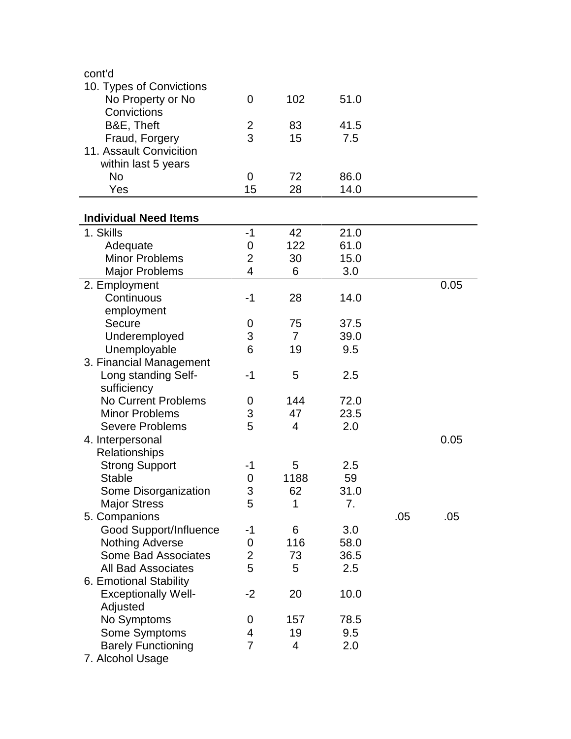cont'd

| | | | | | |
|---|---|---|---|---|---|
| 10. Types of Convictions | | | | | |
| No Property or No Convictions | 0 | 102 | 51.0 | | |
| B&E, Theft | 2 | 83 | 41.5 | | |
| Fraud, Forgery | 3 | 15 | 7.5 | | |
| 11. Assault Convicition within last 5 years | | | | | |
| No | 0 | 72 | 86.0 | | |
| Yes | 15 | 28 | 14.0 | | |

| **Individual Need Items** | | | | | |
|---|---|---|---|---|---|
| 1. Skills | -1 | 42 | 21.0 | | |
| Adequate | 0 | 122 | 61.0 | | |
| Minor Problems | 2 | 30 | 15.0 | | |
| Major Problems | 4 | 6 | 3.0 | | |
| 2. Employment | | | | | 0.05 |
| Continuous employment | -1 | 28 | 14.0 | | |
| Secure | 0 | 75 | 37.5 | | |
| Underemployed | 3 | 7 | 39.0 | | |
| Unemployable | 6 | 19 | 9.5 | | |
| 3. Financial Management | | | | | |
| Long standing Self-sufficiency | -1 | 5 | 2.5 | | |
| No Current Problems | 0 | 144 | 72.0 | | |
| Minor Problems | 3 | 47 | 23.5 | | |
| Severe Problems | 5 | 4 | 2.0 | | |
| 4. Interpersonal Relationships | | | | | 0.05 |
| Strong Support | -1 | 5 | 2.5 | | |
| Stable | 0 | 1188 | 59 | | |
| Some Disorganization | 3 | 62 | 31.0 | | |
| Major Stress | 5 | 1 | 7. | | |
| 5. Companions | | | | .05 | .05 |
| Good Support/Influence | -1 | 6 | 3.0 | | |
| Nothing Adverse | 0 | 116 | 58.0 | | |
| Some Bad Associates | 2 | 73 | 36.5 | | |
| All Bad Associates | 5 | 5 | 2.5 | | |
| 6. Emotional Stability | | | | | |
| Exceptionally Well-Adjusted | -2 | 20 | 10.0 | | |
| No Symptoms | 0 | 157 | 78.5 | | |
| Some Symptoms | 4 | 19 | 9.5 | | |
| Barely Functioning | 7 | 4 | 2.0 | | |
| 7. Alcohol Usage | | | | | |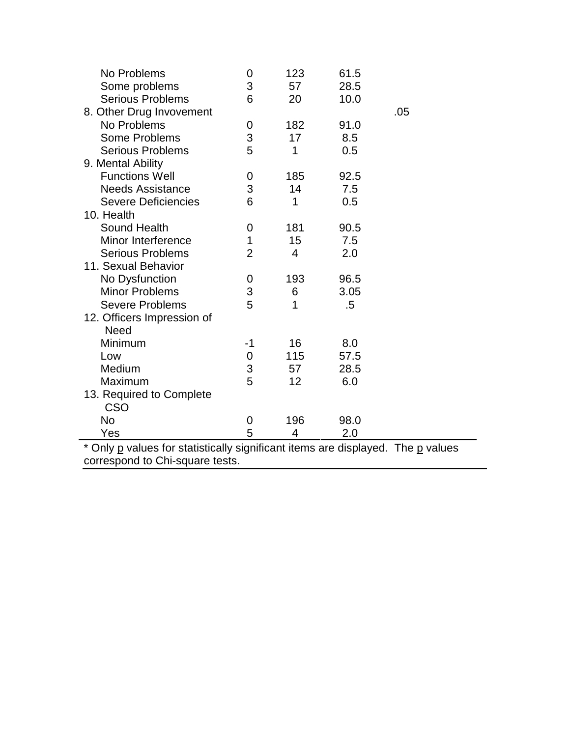| | | | | |
|---|---|---|---|---|
| No Problems | 0 | 123 | 61.5 | |
| Some problems | 3 | 57 | 28.5 | |
| Serious Problems | 6 | 20 | 10.0 | |
| 8. Other Drug Invovement | | | | .05 |
| No Problems | 0 | 182 | 91.0 | |
| Some Problems | 3 | 17 | 8.5 | |
| Serious Problems | 5 | 1 | 0.5 | |
| 9. Mental Ability | | | | |
| Functions Well | 0 | 185 | 92.5 | |
| Needs Assistance | 3 | 14 | 7.5 | |
| Severe Deficiencies | 6 | 1 | 0.5 | |
| 10. Health | | | | |
| Sound Health | 0 | 181 | 90.5 | |
| Minor Interference | 1 | 15 | 7.5 | |
| Serious Problems | 2 | 4 | 2.0 | |
| 11. Sexual Behavior | | | | |
| No Dysfunction | 0 | 193 | 96.5 | |
| Minor Problems | 3 | 6 | 3.05 | |
| Severe Problems | 5 | 1 | .5 | |
| 12. Officers Impression of Need | | | | |
| Minimum | -1 | 16 | 8.0 | |
| Low | 0 | 115 | 57.5 | |
| Medium | 3 | 57 | 28.5 | |
| Maximum | 5 | 12 | 6.0 | |
| 13. Required to Complete CSO | | | | |
| No | 0 | 196 | 98.0 | |
| Yes | 5 | 4 | 2.0 | |

* Only p values for statistically significant items are displayed. The p values correspond to Chi-square tests.